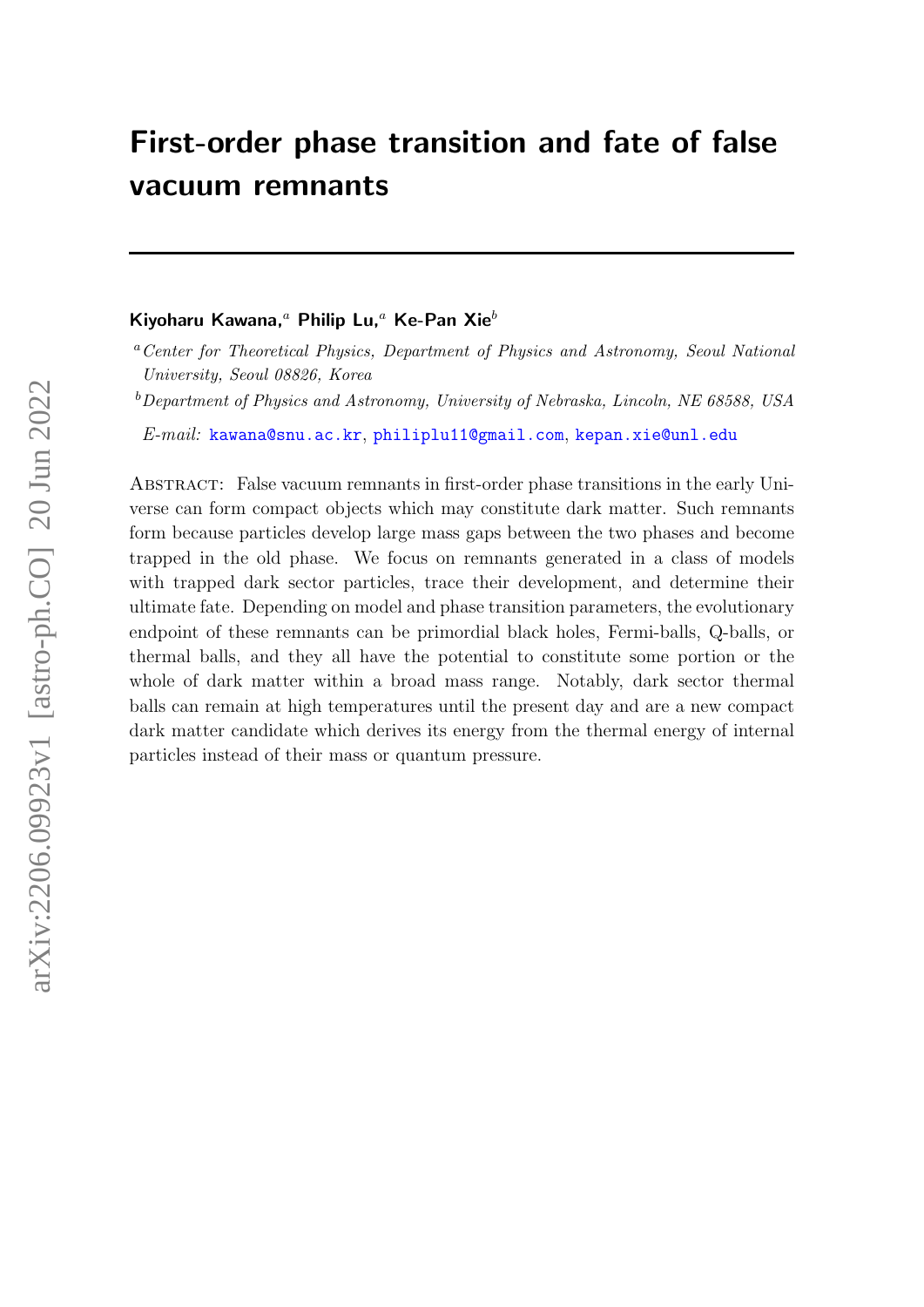# First-order phase transition and fate of false vacuum remnants

**Kiyoharu Kawana,**[a] **Philip Lu,**[a] **Ke-Pan Xie**[b]

[a] *Center for Theoretical Physics, Department of Physics and Astronomy, Seoul National University, Seoul 08826, Korea*

[b] *Department of Physics and Astronomy, University of Nebraska, Lincoln, NE 68588, USA*

*E-mail:* kawana@snu.ac.kr, philiplu11@gmail.com, kepan.xie@unl.edu

Abstract: False vacuum remnants in first-order phase transitions in the early Universe can form compact objects which may constitute dark matter. Such remnants form because particles develop large mass gaps between the two phases and become trapped in the old phase. We focus on remnants generated in a class of models with trapped dark sector particles, trace their development, and determine their ultimate fate. Depending on model and phase transition parameters, the evolutionary endpoint of these remnants can be primordial black holes, Fermi-balls, Q-balls, or thermal balls, and they all have the potential to constitute some portion or the whole of dark matter within a broad mass range. Notably, dark sector thermal balls can remain at high temperatures until the present day and are a new compact dark matter candidate which derives its energy from the thermal energy of internal particles instead of their mass or quantum pressure.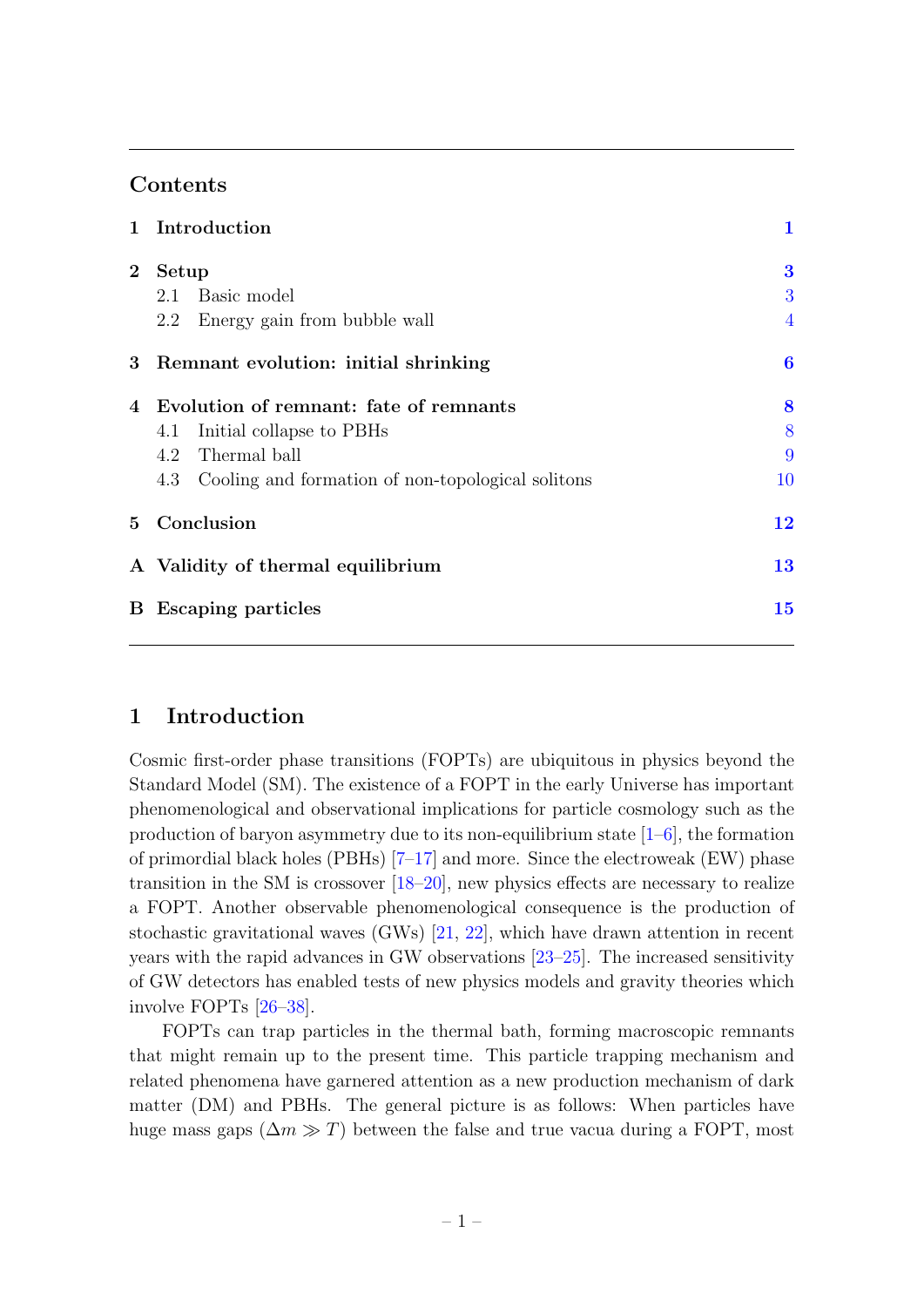## Contents

| | | |
|---|---|---|
| **1** | **Introduction** | **1** |
| **2** | **Setup** | **3** |
| | 2.1 Basic model | 3 |
| | 2.2 Energy gain from bubble wall | 4 |
| **3** | **Remnant evolution: initial shrinking** | **6** |
| **4** | **Evolution of remnant: fate of remnants** | **8** |
| | 4.1 Initial collapse to PBHs | 8 |
| | 4.2 Thermal ball | 9 |
| | 4.3 Cooling and formation of non-topological solitons | 10 |
| **5** | **Conclusion** | **12** |
| **A** | **Validity of thermal equilibrium** | **13** |
| **B** | **Escaping particles** | **15** |

# 1 Introduction

Cosmic first-order phase transitions (FOPTs) are ubiquitous in physics beyond the Standard Model (SM). The existence of a FOPT in the early Universe has important phenomenological and observational implications for particle cosmology such as the production of baryon asymmetry due to its non-equilibrium state [1–6], the formation of primordial black holes (PBHs) [7–17] and more. Since the electroweak (EW) phase transition in the SM is crossover [18–20], new physics effects are necessary to realize a FOPT. Another observable phenomenological consequence is the production of stochastic gravitational waves (GWs) [21, 22], which have drawn attention in recent years with the rapid advances in GW observations [23–25]. The increased sensitivity of GW detectors has enabled tests of new physics models and gravity theories which involve FOPTs [26–38].

FOPTs can trap particles in the thermal bath, forming macroscopic remnants that might remain up to the present time. This particle trapping mechanism and related phenomena have garnered attention as a new production mechanism of dark matter (DM) and PBHs. The general picture is as follows: When particles have huge mass gaps ($\Delta m \gg T$) between the false and true vacua during a FOPT, most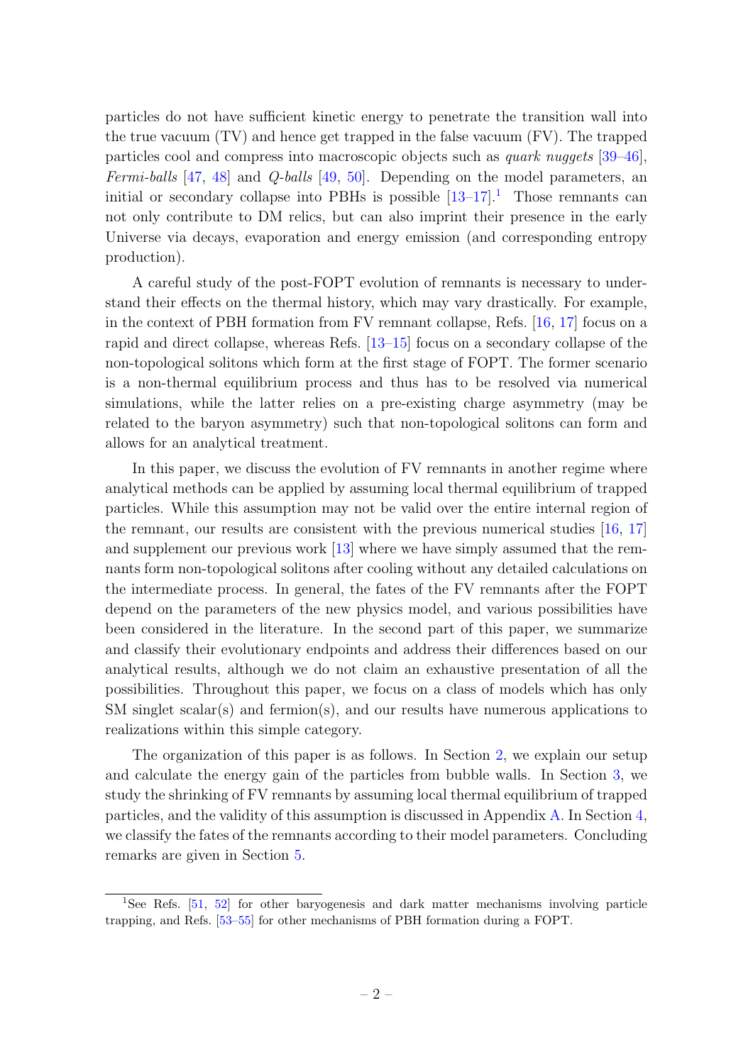particles do not have sufficient kinetic energy to penetrate the transition wall into the true vacuum (TV) and hence get trapped in the false vacuum (FV). The trapped particles cool and compress into macroscopic objects such as *quark nuggets* [39–46], *Fermi-balls* [47, 48] and *Q-balls* [49, 50]. Depending on the model parameters, an initial or secondary collapse into PBHs is possible [13–17].[1] Those remnants can not only contribute to DM relics, but can also imprint their presence in the early Universe via decays, evaporation and energy emission (and corresponding entropy production).

A careful study of the post-FOPT evolution of remnants is necessary to understand their effects on the thermal history, which may vary drastically. For example, in the context of PBH formation from FV remnant collapse, Refs. [16, 17] focus on a rapid and direct collapse, whereas Refs. [13–15] focus on a secondary collapse of the non-topological solitons which form at the first stage of FOPT. The former scenario is a non-thermal equilibrium process and thus has to be resolved via numerical simulations, while the latter relies on a pre-existing charge asymmetry (may be related to the baryon asymmetry) such that non-topological solitons can form and allows for an analytical treatment.

In this paper, we discuss the evolution of FV remnants in another regime where analytical methods can be applied by assuming local thermal equilibrium of trapped particles. While this assumption may not be valid over the entire internal region of the remnant, our results are consistent with the previous numerical studies [16, 17] and supplement our previous work [13] where we have simply assumed that the remnants form non-topological solitons after cooling without any detailed calculations on the intermediate process. In general, the fates of the FV remnants after the FOPT depend on the parameters of the new physics model, and various possibilities have been considered in the literature. In the second part of this paper, we summarize and classify their evolutionary endpoints and address their differences based on our analytical results, although we do not claim an exhaustive presentation of all the possibilities. Throughout this paper, we focus on a class of models which has only SM singlet scalar(s) and fermion(s), and our results have numerous applications to realizations within this simple category.

The organization of this paper is as follows. In Section 2, we explain our setup and calculate the energy gain of the particles from bubble walls. In Section 3, we study the shrinking of FV remnants by assuming local thermal equilibrium of trapped particles, and the validity of this assumption is discussed in Appendix A. In Section 4, we classify the fates of the remnants according to their model parameters. Concluding remarks are given in Section 5.

[1] See Refs. [51, 52] for other baryogenesis and dark matter mechanisms involving particle trapping, and Refs. [53–55] for other mechanisms of PBH formation during a FOPT.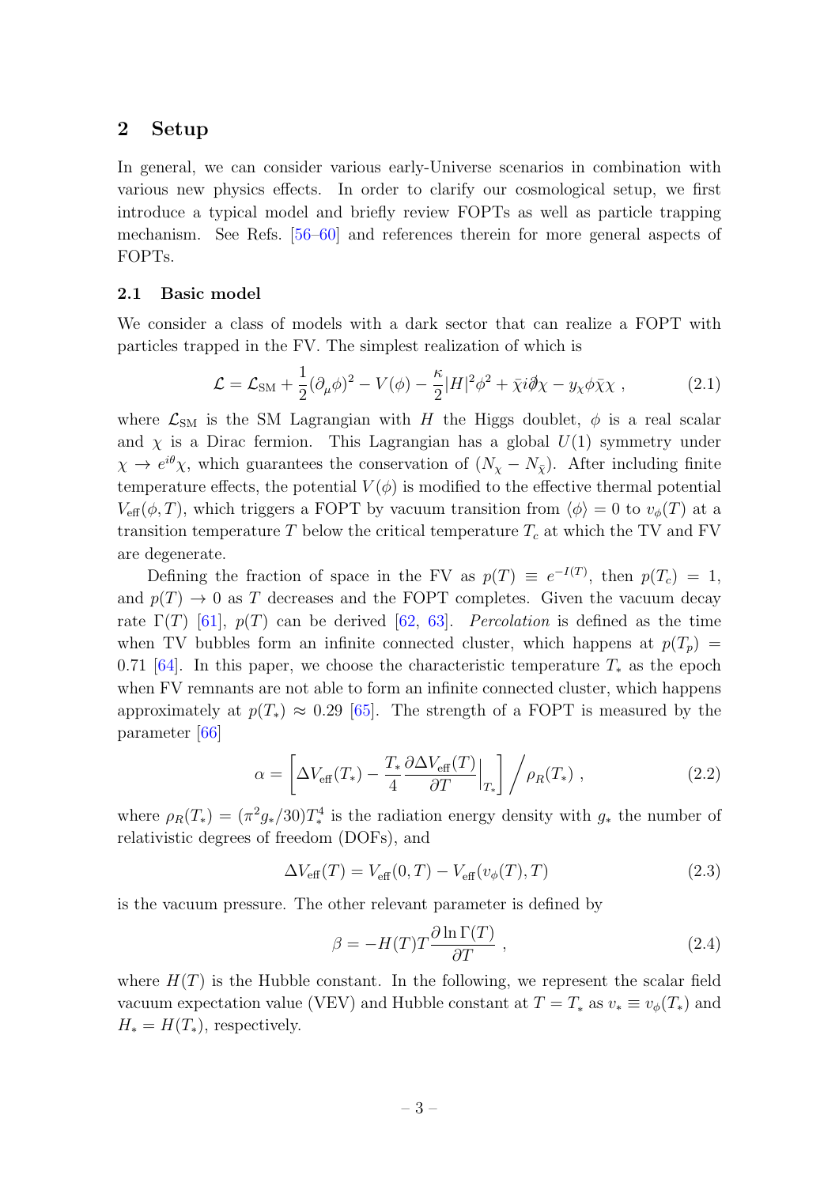## 2 Setup

In general, we can consider various early-Universe scenarios in combination with various new physics effects. In order to clarify our cosmological setup, we first introduce a typical model and briefly review FOPTs as well as particle trapping mechanism. See Refs. [56–60] and references therein for more general aspects of FOPTs.

### 2.1 Basic model

We consider a class of models with a dark sector that can realize a FOPT with particles trapped in the FV. The simplest realization of which is

$$
\mathcal{L} = \mathcal{L}_{\rm SM} + \frac{1}{2}(\partial_\mu \phi)^2 - V(\phi) - \frac{\kappa}{2}|H|^2\phi^2 + \bar{\chi} i \partial\!\!\!/ \chi - y_\chi \phi \bar{\chi}\chi \ , \tag{2.1}
$$

where $\mathcal{L}_{\rm SM}$ is the SM Lagrangian with $H$ the Higgs doublet, $\phi$ is a real scalar and $\chi$ is a Dirac fermion. This Lagrangian has a global $U(1)$ symmetry under $\chi \to e^{i\theta}\chi$, which guarantees the conservation of $(N_\chi - N_{\bar{\chi}})$. After including finite temperature effects, the potential $V(\phi)$ is modified to the effective thermal potential $V_{\rm eff}(\phi, T)$, which triggers a FOPT by vacuum transition from $\langle \phi \rangle = 0$ to $v_\phi(T)$ at a transition temperature $T$ below the critical temperature $T_c$ at which the TV and FV are degenerate.

Defining the fraction of space in the FV as $p(T) \equiv e^{-I(T)}$, then $p(T_c) = 1$, and $p(T) \to 0$ as $T$ decreases and the FOPT completes. Given the vacuum decay rate $\Gamma(T)$ [61], $p(T)$ can be derived [62, 63]. *Percolation* is defined as the time when TV bubbles form an infinite connected cluster, which happens at $p(T_p) = 0.71$ [64]. In this paper, we choose the characteristic temperature $T_*$ as the epoch when FV remnants are not able to form an infinite connected cluster, which happens approximately at $p(T_*) \approx 0.29$ [65]. The strength of a FOPT is measured by the parameter [66]

$$
\alpha = \left[ \Delta V_{\rm eff}(T_*) - \frac{T_*}{4} \frac{\partial \Delta V_{\rm eff}(T)}{\partial T}\Big|_{T_*} \right] \Big/ \rho_R(T_*) \ , \tag{2.2}
$$

where $\rho_R(T_*) = (\pi^2 g_*/30) T_*^4$ is the radiation energy density with $g_*$ the number of relativistic degrees of freedom (DOFs), and

$$
\Delta V_{\rm eff}(T) = V_{\rm eff}(0, T) - V_{\rm eff}(v_\phi(T), T) \tag{2.3}
$$

is the vacuum pressure. The other relevant parameter is defined by

$$
\beta = -H(T) T \frac{\partial \ln \Gamma(T)}{\partial T} \ , \tag{2.4}
$$

where $H(T)$ is the Hubble constant. In the following, we represent the scalar field vacuum expectation value (VEV) and Hubble constant at $T = T_*$ as $v_* \equiv v_\phi(T_*)$ and $H_* = H(T_*)$, respectively.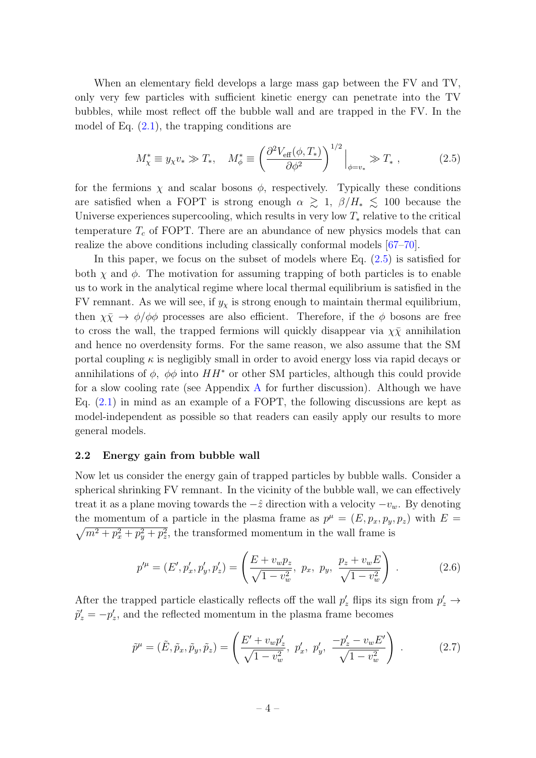When an elementary field develops a large mass gap between the FV and TV, only very few particles with sufficient kinetic energy can penetrate into the TV bubbles, while most reflect off the bubble wall and are trapped in the FV. In the model of Eq. (2.1), the trapping conditions are

$$M_\chi^* \equiv y_\chi v_* \gg T_*, \quad M_\phi^* \equiv \left( \frac{\partial^2 V_{\rm eff}(\phi, T_*)}{\partial \phi^2} \right)^{1/2} \Big|_{\phi = v_*} \gg T_* \; , \tag{2.5}$$

for the fermions $\chi$ and scalar bosons $\phi$, respectively. Typically these conditions are satisfied when a FOPT is strong enough $\alpha \gtrsim 1$, $\beta/H_* \lesssim 100$ because the Universe experiences supercooling, which results in very low $T_*$ relative to the critical temperature $T_c$ of FOPT. There are an abundance of new physics models that can realize the above conditions including classically conformal models [67–70].

In this paper, we focus on the subset of models where Eq. (2.5) is satisfied for both $\chi$ and $\phi$. The motivation for assuming trapping of both particles is to enable us to work in the analytical regime where local thermal equilibrium is satisfied in the FV remnant. As we will see, if $y_\chi$ is strong enough to maintain thermal equilibrium, then $\chi\bar{\chi} \to \phi/\phi\phi$ processes are also efficient. Therefore, if the $\phi$ bosons are free to cross the wall, the trapped fermions will quickly disappear via $\chi\bar{\chi}$ annihilation and hence no overdensity forms. For the same reason, we also assume that the SM portal coupling $\kappa$ is negligibly small in order to avoid energy loss via rapid decays or annihilations of $\phi$, $\phi\phi$ into $HH^*$ or other SM particles, although this could provide for a slow cooling rate (see Appendix A for further discussion). Although we have Eq. (2.1) in mind as an example of a FOPT, the following discussions are kept as model-independent as possible so that readers can easily apply our results to more general models.

### 2.2 Energy gain from bubble wall

Now let us consider the energy gain of trapped particles by bubble walls. Consider a spherical shrinking FV remnant. In the vicinity of the bubble wall, we can effectively treat it as a plane moving towards the $-\hat{z}$ direction with a velocity $-v_w$. By denoting the momentum of a particle in the plasma frame as $p^\mu = (E, p_x, p_y, p_z)$ with $E = \sqrt{m^2 + p_x^2 + p_y^2 + p_z^2}$, the transformed momentum in the wall frame is

$$p'^\mu = (E', p'_x, p'_y, p'_z) = \left( \frac{E + v_w p_z}{\sqrt{1 - v_w^2}}, \; p_x, \; p_y, \; \frac{p_z + v_w E}{\sqrt{1 - v_w^2}} \right) \; . \tag{2.6}$$

After the trapped particle elastically reflects off the wall $p'_z$ flips its sign from $p'_z \to \tilde{p}'_z = -p'_z$, and the reflected momentum in the plasma frame becomes

$$\tilde{p}^\mu = (\tilde{E}, \tilde{p}_x, \tilde{p}_y, \tilde{p}_z) = \left( \frac{E' + v_w p'_z}{\sqrt{1 - v_w^2}}, \; p'_x, \; p'_y, \; \frac{-p'_z - v_w E'}{\sqrt{1 - v_w^2}} \right) \; . \tag{2.7}$$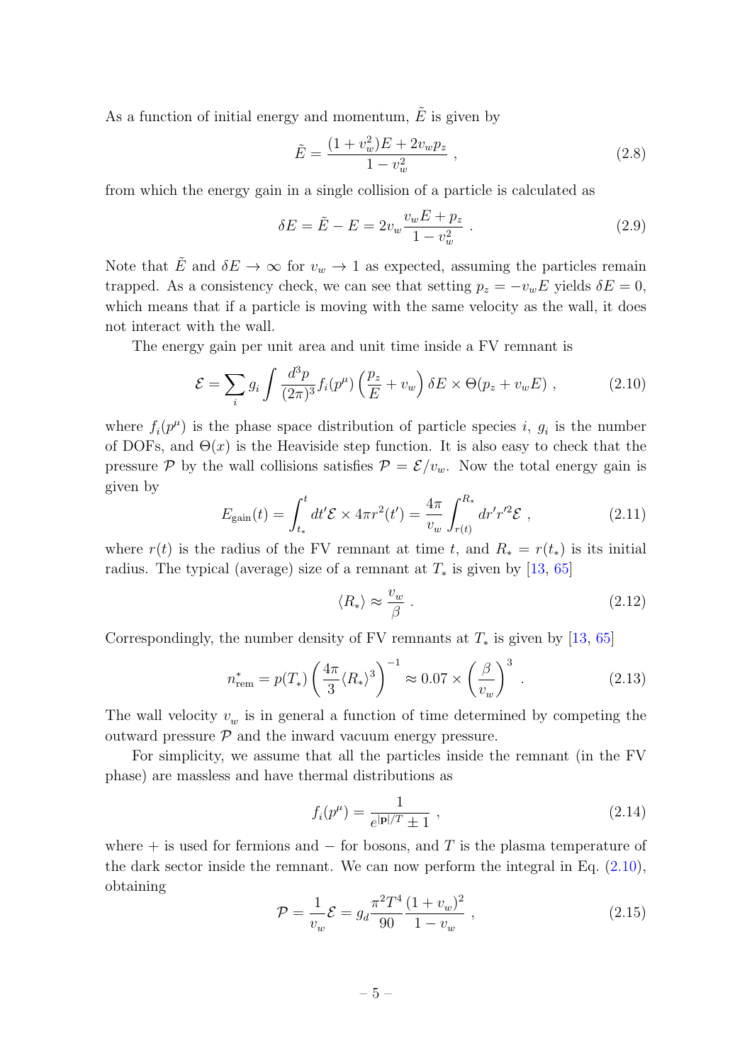As a function of initial energy and momentum, $\tilde{E}$ is given by

$$\tilde{E} = \frac{(1+v_w^2)E + 2v_w p_z}{1-v_w^2} \ , \tag{2.8}$$

from which the energy gain in a single collision of a particle is calculated as

$$\delta E = \tilde{E} - E = 2v_w \frac{v_w E + p_z}{1-v_w^2} \ . \tag{2.9}$$

Note that $\tilde{E}$ and $\delta E \to \infty$ for $v_w \to 1$ as expected, assuming the particles remain trapped. As a consistency check, we can see that setting $p_z = -v_w E$ yields $\delta E = 0$, which means that if a particle is moving with the same velocity as the wall, it does not interact with the wall.

The energy gain per unit area and unit time inside a FV remnant is

$$\mathcal{E} = \sum_i g_i \int \frac{d^3p}{(2\pi)^3} f_i(p^\mu) \left( \frac{p_z}{E} + v_w \right) \delta E \times \Theta(p_z + v_w E) \ , \tag{2.10}$$

where $f_i(p^\mu)$ is the phase space distribution of particle species $i$, $g_i$ is the number of DOFs, and $\Theta(x)$ is the Heaviside step function. It is also easy to check that the pressure $\mathcal{P}$ by the wall collisions satisfies $\mathcal{P} = \mathcal{E}/v_w$. Now the total energy gain is given by

$$E_{\rm gain}(t) = \int_{t_*}^{t} dt' \mathcal{E} \times 4\pi r^2(t') = \frac{4\pi}{v_w} \int_{r(t)}^{R_*} dr' r'^2 \mathcal{E} \ , \tag{2.11}$$

where $r(t)$ is the radius of the FV remnant at time $t$, and $R_* = r(t_*)$ is its initial radius. The typical (average) size of a remnant at $T_*$ is given by [13, 65]

$$\langle R_* \rangle \approx \frac{v_w}{\beta} \ . \tag{2.12}$$

Correspondingly, the number density of FV remnants at $T_*$ is given by [13, 65]

$$n_{\rm rem}^* = p(T_*) \left( \frac{4\pi}{3} \langle R_* \rangle^3 \right)^{-1} \approx 0.07 \times \left( \frac{\beta}{v_w} \right)^3 \ . \tag{2.13}$$

The wall velocity $v_w$ is in general a function of time determined by competing the outward pressure $\mathcal{P}$ and the inward vacuum energy pressure.

For simplicity, we assume that all the particles inside the remnant (in the FV phase) are massless and have thermal distributions as

$$f_i(p^\mu) = \frac{1}{e^{|\mathbf{p}|/T} \pm 1} \ , \tag{2.14}$$

where $+$ is used for fermions and $-$ for bosons, and $T$ is the plasma temperature of the dark sector inside the remnant. We can now perform the integral in Eq. (2.10), obtaining

$$\mathcal{P} = \frac{1}{v_w} \mathcal{E} = g_d \frac{\pi^2 T^4}{90} \frac{(1+v_w)^2}{1-v_w} \ , \tag{2.15}$$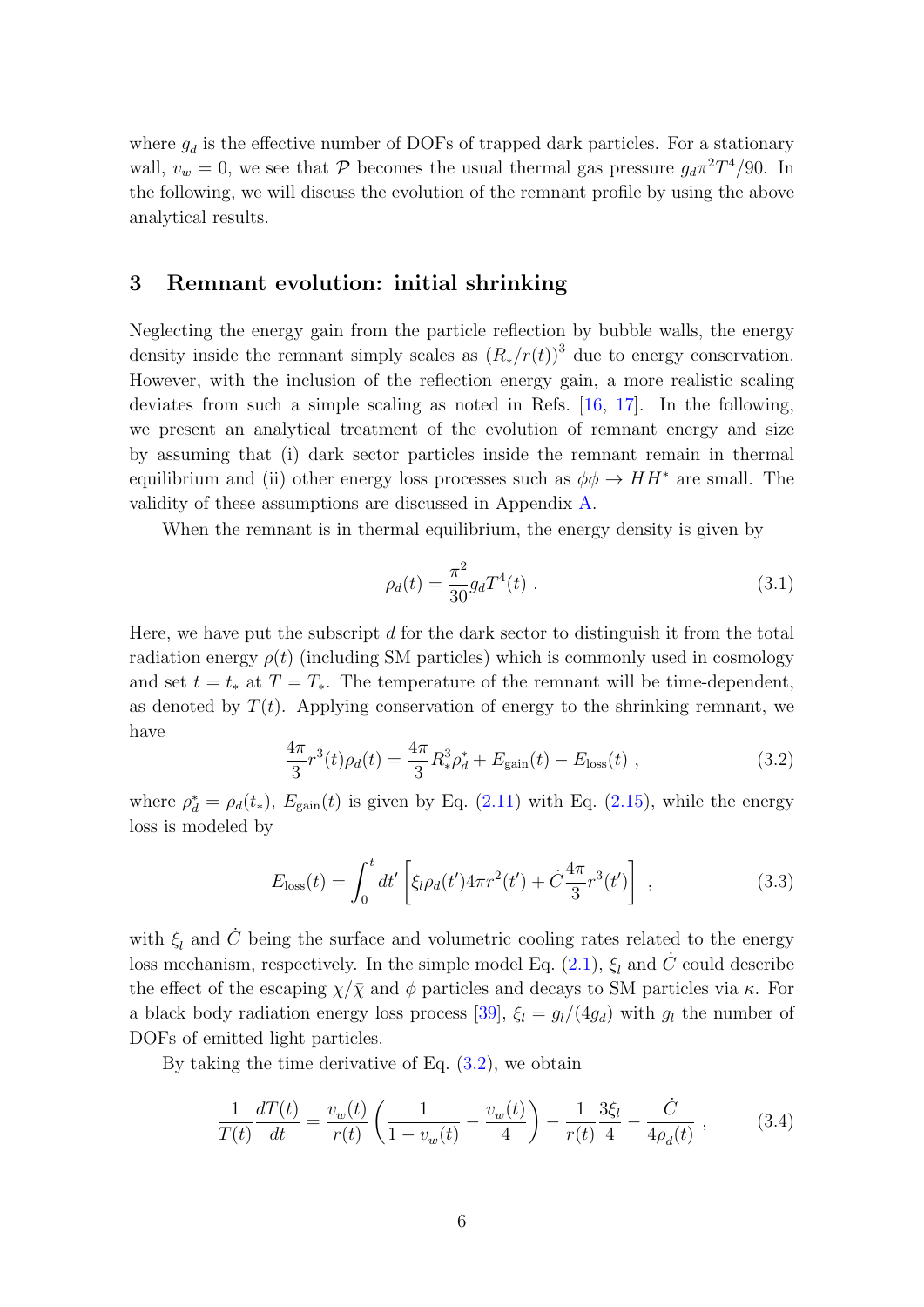where $g_d$ is the effective number of DOFs of trapped dark particles. For a stationary wall, $v_w = 0$, we see that $\mathcal{P}$ becomes the usual thermal gas pressure $g_d \pi^2 T^4/90$. In the following, we will discuss the evolution of the remnant profile by using the above analytical results.

## 3 Remnant evolution: initial shrinking

Neglecting the energy gain from the particle reflection by bubble walls, the energy density inside the remnant simply scales as $(R_*/r(t))^3$ due to energy conservation. However, with the inclusion of the reflection energy gain, a more realistic scaling deviates from such a simple scaling as noted in Refs. [16, 17]. In the following, we present an analytical treatment of the evolution of remnant energy and size by assuming that (i) dark sector particles inside the remnant remain in thermal equilibrium and (ii) other energy loss processes such as $\phi\phi \to HH^*$ are small. The validity of these assumptions are discussed in Appendix A.

When the remnant is in thermal equilibrium, the energy density is given by

$$\rho_d(t) = \frac{\pi^2}{30} g_d T^4(t) \ . \tag{3.1}$$

Here, we have put the subscript $d$ for the dark sector to distinguish it from the total radiation energy $\rho(t)$ (including SM particles) which is commonly used in cosmology and set $t = t_*$ at $T = T_*$. The temperature of the remnant will be time-dependent, as denoted by $T(t)$. Applying conservation of energy to the shrinking remnant, we have

$$\frac{4\pi}{3} r^3(t) \rho_d(t) = \frac{4\pi}{3} R_*^3 \rho_d^* + E_{\rm gain}(t) - E_{\rm loss}(t) \ , \tag{3.2}$$

where $\rho_d^* = \rho_d(t_*)$, $E_{\rm gain}(t)$ is given by Eq. (2.11) with Eq. (2.15), while the energy loss is modeled by

$$E_{\rm loss}(t) = \int_0^t dt' \left[ \xi_l \rho_d(t') 4\pi r^2(t') + \dot{C} \frac{4\pi}{3} r^3(t') \right] \ , \tag{3.3}$$

with $\xi_l$ and $\dot{C}$ being the surface and volumetric cooling rates related to the energy loss mechanism, respectively. In the simple model Eq. (2.1), $\xi_l$ and $\dot{C}$ could describe the effect of the escaping $\chi/\bar{\chi}$ and $\phi$ particles and decays to SM particles via $\kappa$. For a black body radiation energy loss process [39], $\xi_l = g_l/(4g_d)$ with $g_l$ the number of DOFs of emitted light particles.

By taking the time derivative of Eq. (3.2), we obtain

$$\frac{1}{T(t)} \frac{dT(t)}{dt} = \frac{v_w(t)}{r(t)} \left( \frac{1}{1 - v_w(t)} - \frac{v_w(t)}{4} \right) - \frac{1}{r(t)} \frac{3\xi_l}{4} - \frac{\dot{C}}{4\rho_d(t)} \ , \tag{3.4}$$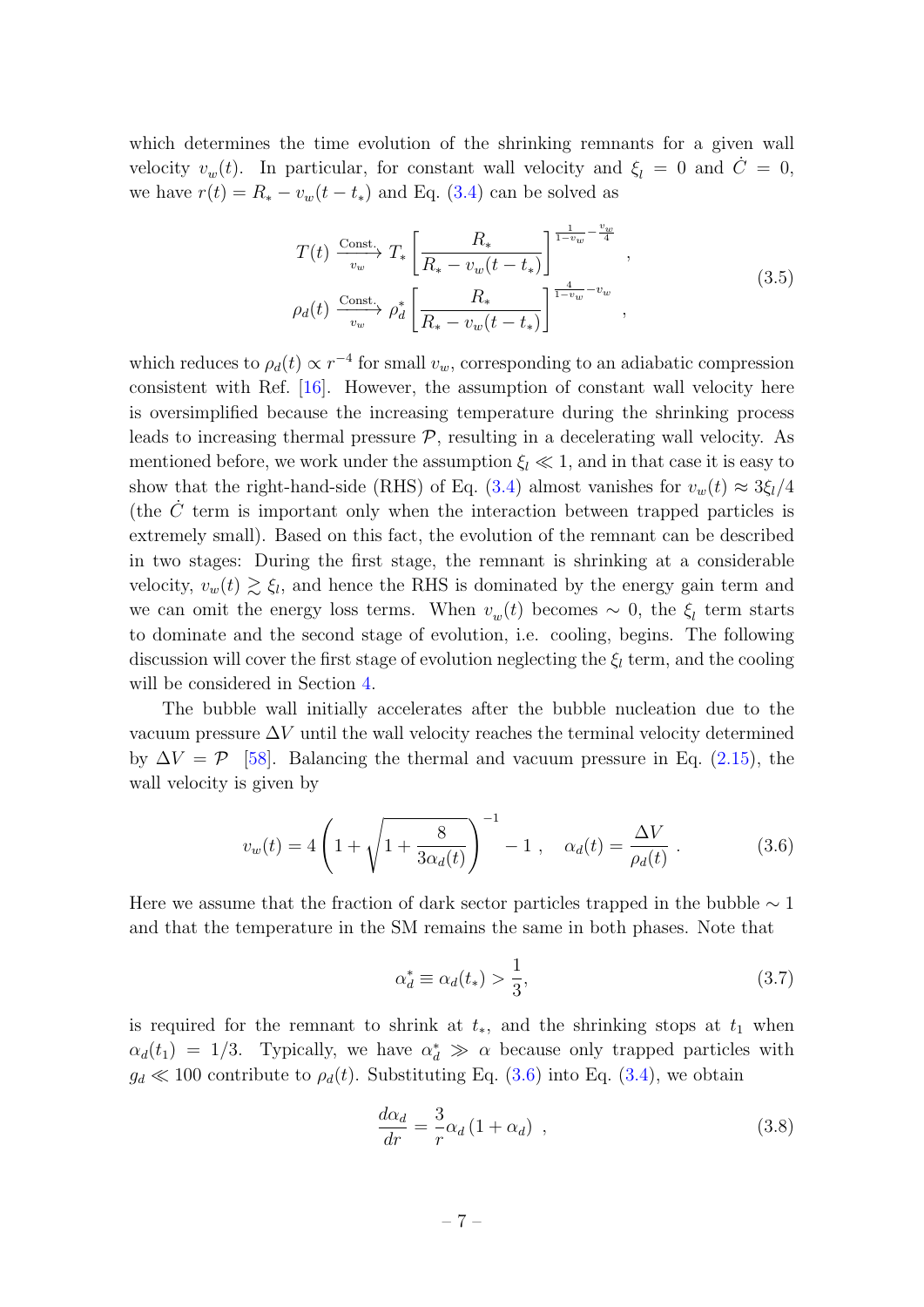which determines the time evolution of the shrinking remnants for a given wall velocity $v_w(t)$. In particular, for constant wall velocity and $\xi_l = 0$ and $\dot{C} = 0$, we have $r(t) = R_* - v_w(t - t_*)$ and Eq. (3.4) can be solved as

$$
\begin{aligned}
T(t) &\xrightarrow[v_w]{\text{Const.}} T_* \left[\frac{R_*}{R_* - v_w(t-t_*)}\right]^{\frac{1}{1-v_w} - \frac{v_w}{4}} , \\
\rho_d(t) &\xrightarrow[v_w]{\text{Const.}} \rho_d^* \left[\frac{R_*}{R_* - v_w(t-t_*)}\right]^{\frac{4}{1-v_w} - v_w} ,
\end{aligned}
\tag{3.5}
$$

which reduces to $\rho_d(t) \propto r^{-4}$ for small $v_w$, corresponding to an adiabatic compression consistent with Ref. [16]. However, the assumption of constant wall velocity here is oversimplified because the increasing temperature during the shrinking process leads to increasing thermal pressure $\mathcal{P}$, resulting in a decelerating wall velocity. As mentioned before, we work under the assumption $\xi_l \ll 1$, and in that case it is easy to show that the right-hand-side (RHS) of Eq. (3.4) almost vanishes for $v_w(t) \approx 3\xi_l/4$ (the $\dot{C}$ term is important only when the interaction between trapped particles is extremely small). Based on this fact, the evolution of the remnant can be described in two stages: During the first stage, the remnant is shrinking at a considerable velocity, $v_w(t) \gtrsim \xi_l$, and hence the RHS is dominated by the energy gain term and we can omit the energy loss terms. When $v_w(t)$ becomes $\sim 0$, the $\xi_l$ term starts to dominate and the second stage of evolution, i.e. cooling, begins. The following discussion will cover the first stage of evolution neglecting the $\xi_l$ term, and the cooling will be considered in Section 4.

The bubble wall initially accelerates after the bubble nucleation due to the vacuum pressure $\Delta V$ until the wall velocity reaches the terminal velocity determined by $\Delta V = \mathcal{P}$ [58]. Balancing the thermal and vacuum pressure in Eq. (2.15), the wall velocity is given by

$$
v_w(t) = 4\left(1 + \sqrt{1 + \frac{8}{3\alpha_d(t)}}\right)^{-1} - 1 , \quad \alpha_d(t) = \frac{\Delta V}{\rho_d(t)} . \tag{3.6}
$$

Here we assume that the fraction of dark sector particles trapped in the bubble $\sim 1$ and that the temperature in the SM remains the same in both phases. Note that

$$
\alpha_d^* \equiv \alpha_d(t_*) > \frac{1}{3}, \tag{3.7}
$$

is required for the remnant to shrink at $t_*$, and the shrinking stops at $t_1$ when $\alpha_d(t_1) = 1/3$. Typically, we have $\alpha_d^* \gg \alpha$ because only trapped particles with $g_d \ll 100$ contribute to $\rho_d(t)$. Substituting Eq. (3.6) into Eq. (3.4), we obtain

$$
\frac{d\alpha_d}{dr} = \frac{3}{r}\alpha_d\left(1 + \alpha_d\right) , \tag{3.8}
$$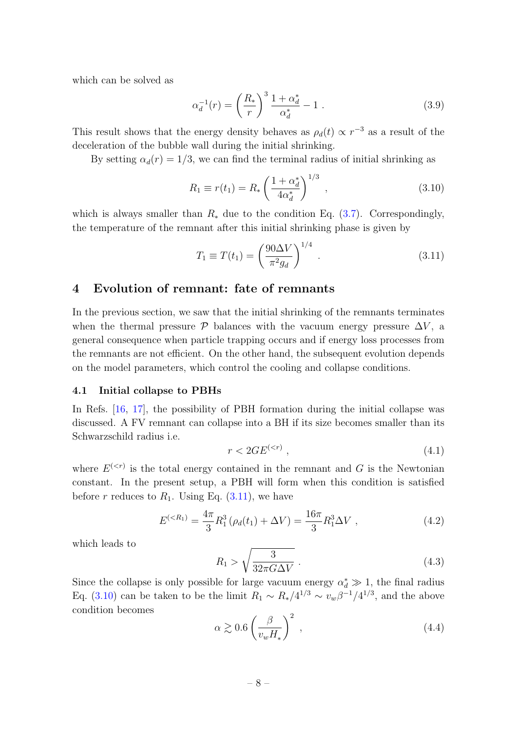which can be solved as

$$\alpha_d^{-1}(r) = \left(\frac{R_*}{r}\right)^3 \frac{1+\alpha_d^*}{\alpha_d^*} - 1 \ . \tag{3.9}$$

This result shows that the energy density behaves as $\rho_d(t) \propto r^{-3}$ as a result of the deceleration of the bubble wall during the initial shrinking.

By setting $\alpha_d(r) = 1/3$, we can find the terminal radius of initial shrinking as

$$R_1 \equiv r(t_1) = R_* \left(\frac{1+\alpha_d^*}{4\alpha_d^*}\right)^{1/3} \ , \tag{3.10}$$

which is always smaller than $R_*$ due to the condition Eq. (3.7). Correspondingly, the temperature of the remnant after this initial shrinking phase is given by

$$T_1 \equiv T(t_1) = \left(\frac{90\Delta V}{\pi^2 g_d}\right)^{1/4} \ . \tag{3.11}$$

# 4 Evolution of remnant: fate of remnants

In the previous section, we saw that the initial shrinking of the remnants terminates when the thermal pressure $\mathcal{P}$ balances with the vacuum energy pressure $\Delta V$, a general consequence when particle trapping occurs and if energy loss processes from the remnants are not efficient. On the other hand, the subsequent evolution depends on the model parameters, which control the cooling and collapse conditions.

## 4.1 Initial collapse to PBHs

In Refs. [16, 17], the possibility of PBH formation during the initial collapse was discussed. A FV remnant can collapse into a BH if its size becomes smaller than its Schwarzschild radius i.e.

$$r < 2GE^{(<r)} \ , \tag{4.1}$$

where $E^{(<r)}$ is the total energy contained in the remnant and $G$ is the Newtonian constant. In the present setup, a PBH will form when this condition is satisfied before $r$ reduces to $R_1$. Using Eq. (3.11), we have

$$E^{(<R_1)} = \frac{4\pi}{3}R_1^3\left(\rho_d(t_1) + \Delta V\right) = \frac{16\pi}{3}R_1^3\Delta V \ , \tag{4.2}$$

which leads to

$$R_1 > \sqrt{\frac{3}{32\pi G\Delta V}} \ . \tag{4.3}$$

Since the collapse is only possible for large vacuum energy $\alpha_d^* \gg 1$, the final radius Eq. (3.10) can be taken to be the limit $R_1 \sim R_*/4^{1/3} \sim v_w\beta^{-1}/4^{1/3}$, and the above condition becomes

$$\alpha \gtrsim 0.6\left(\frac{\beta}{v_w H_*}\right)^2 \ , \tag{4.4}$$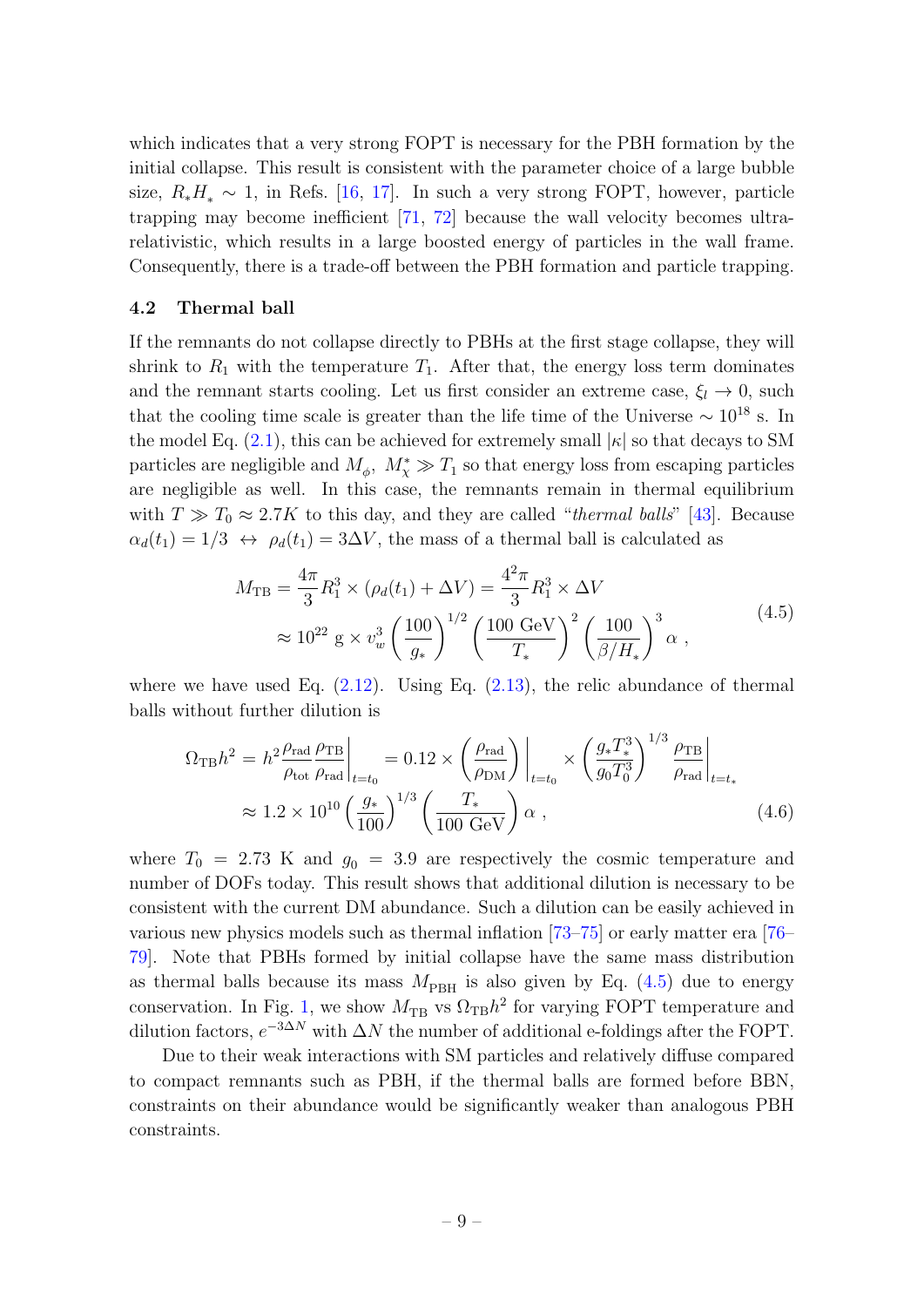which indicates that a very strong FOPT is necessary for the PBH formation by the initial collapse. This result is consistent with the parameter choice of a large bubble size, $R_* H_* \sim 1$, in Refs. [16, 17]. In such a very strong FOPT, however, particle trapping may become inefficient [71, 72] because the wall velocity becomes ultra-relativistic, which results in a large boosted energy of particles in the wall frame. Consequently, there is a trade-off between the PBH formation and particle trapping.

### 4.2 Thermal ball

If the remnants do not collapse directly to PBHs at the first stage collapse, they will shrink to $R_1$ with the temperature $T_1$. After that, the energy loss term dominates and the remnant starts cooling. Let us first consider an extreme case, $\xi_l \to 0$, such that the cooling time scale is greater than the life time of the Universe $\sim 10^{18}$ s. In the model Eq. (2.1), this can be achieved for extremely small $|\kappa|$ so that decays to SM particles are negligible and $M_\phi$, $M_\chi^* \gg T_1$ so that energy loss from escaping particles are negligible as well. In this case, the remnants remain in thermal equilibrium with $T \gg T_0 \approx 2.7K$ to this day, and they are called "*thermal balls*" [43]. Because $\alpha_d(t_1) = 1/3 \;\leftrightarrow\; \rho_d(t_1) = 3\Delta V$, the mass of a thermal ball is calculated as

$$
\begin{aligned}
M_{\rm TB} &= \frac{4\pi}{3} R_1^3 \times (\rho_d(t_1) + \Delta V) = \frac{4^2\pi}{3} R_1^3 \times \Delta V \\
&\approx 10^{22}\ {\rm g} \times v_w^3 \left(\frac{100}{g_*}\right)^{1/2} \left(\frac{100\ {\rm GeV}}{T_*}\right)^2 \left(\frac{100}{\beta/H_*}\right)^3 \alpha\ ,
\end{aligned}
\tag{4.5}
$$

where we have used Eq. (2.12). Using Eq. (2.13), the relic abundance of thermal balls without further dilution is

$$
\begin{aligned}
\Omega_{\rm TB} h^2 &= h^2 \frac{\rho_{\rm rad}}{\rho_{\rm tot}} \frac{\rho_{\rm TB}}{\rho_{\rm rad}}\bigg|_{t=t_0} = 0.12 \times \left(\frac{\rho_{\rm rad}}{\rho_{\rm DM}}\right)\bigg|_{t=t_0} \times \left(\frac{g_* T_*^3}{g_0 T_0^3}\right)^{1/3} \frac{\rho_{\rm TB}}{\rho_{\rm rad}}\bigg|_{t=t_*} \\
&\approx 1.2 \times 10^{10} \left(\frac{g_*}{100}\right)^{1/3} \left(\frac{T_*}{100\ {\rm GeV}}\right) \alpha\ ,
\end{aligned}
\tag{4.6}
$$

where $T_0 = 2.73$ K and $g_0 = 3.9$ are respectively the cosmic temperature and number of DOFs today. This result shows that additional dilution is necessary to be consistent with the current DM abundance. Such a dilution can be easily achieved in various new physics models such as thermal inflation [73–75] or early matter era [76–79]. Note that PBHs formed by initial collapse have the same mass distribution as thermal balls because its mass $M_{\rm PBH}$ is also given by Eq. (4.5) due to energy conservation. In Fig. 1, we show $M_{\rm TB}$ vs $\Omega_{\rm TB} h^2$ for varying FOPT temperature and dilution factors, $e^{-3\Delta N}$ with $\Delta N$ the number of additional e-foldings after the FOPT.

Due to their weak interactions with SM particles and relatively diffuse compared to compact remnants such as PBH, if the thermal balls are formed before BBN, constraints on their abundance would be significantly weaker than analogous PBH constraints.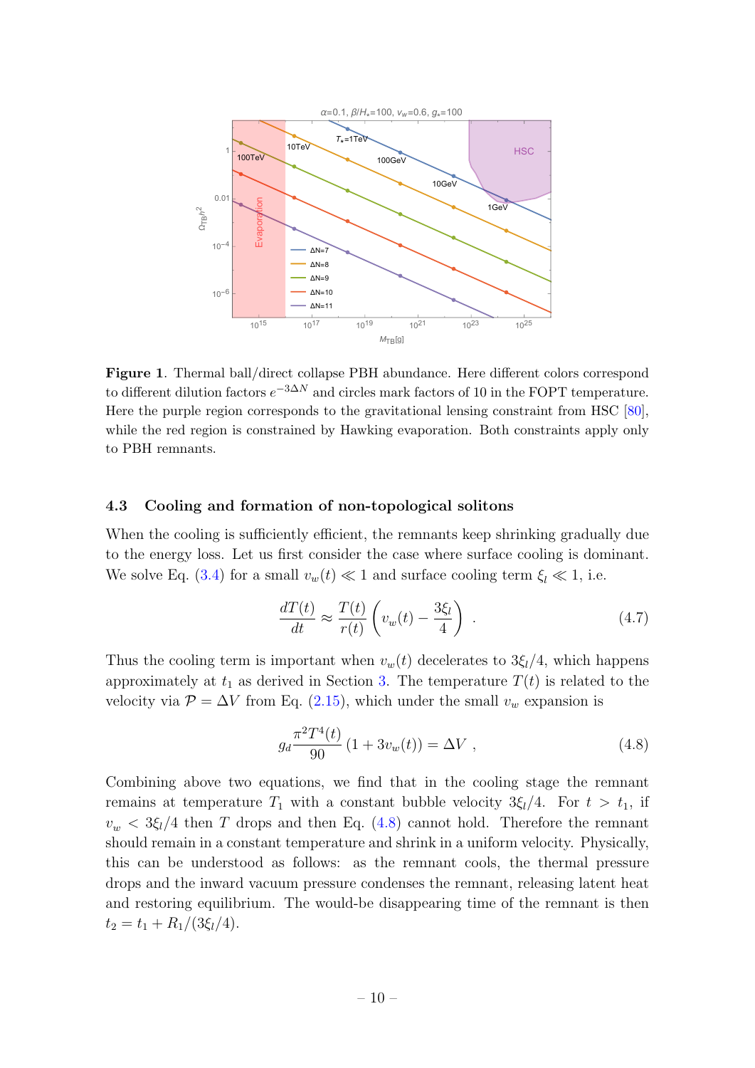**Figure 1**. Thermal ball/direct collapse PBH abundance. Here different colors correspond to different dilution factors $e^{-3\Delta N}$ and circles mark factors of 10 in the FOPT temperature. Here the purple region corresponds to the gravitational lensing constraint from HSC [80], while the red region is constrained by Hawking evaporation. Both constraints apply only to PBH remnants.

### 4.3 Cooling and formation of non-topological solitons

When the cooling is sufficiently efficient, the remnants keep shrinking gradually due to the energy loss. Let us first consider the case where surface cooling is dominant. We solve Eq. (3.4) for a small $v_w(t) \ll 1$ and surface cooling term $\xi_l \ll 1$, i.e.

$$\frac{dT(t)}{dt} \approx \frac{T(t)}{r(t)} \left( v_w(t) - \frac{3\xi_l}{4} \right) \ . \tag{4.7}$$

Thus the cooling term is important when $v_w(t)$ decelerates to $3\xi_l/4$, which happens approximately at $t_1$ as derived in Section 3. The temperature $T(t)$ is related to the velocity via $\mathcal{P} = \Delta V$ from Eq. (2.15), which under the small $v_w$ expansion is

$$g_d \frac{\pi^2 T^4(t)}{90} (1 + 3v_w(t)) = \Delta V \ , \tag{4.8}$$

Combining above two equations, we find that in the cooling stage the remnant remains at temperature $T_1$ with a constant bubble velocity $3\xi_l/4$. For $t > t_1$, if $v_w < 3\xi_l/4$ then $T$ drops and then Eq. (4.8) cannot hold. Therefore the remnant should remain in a constant temperature and shrink in a uniform velocity. Physically, this can be understood as follows: as the remnant cools, the thermal pressure drops and the inward vacuum pressure condenses the remnant, releasing latent heat and restoring equilibrium. The would-be disappearing time of the remnant is then $t_2 = t_1 + R_1/(3\xi_l/4)$.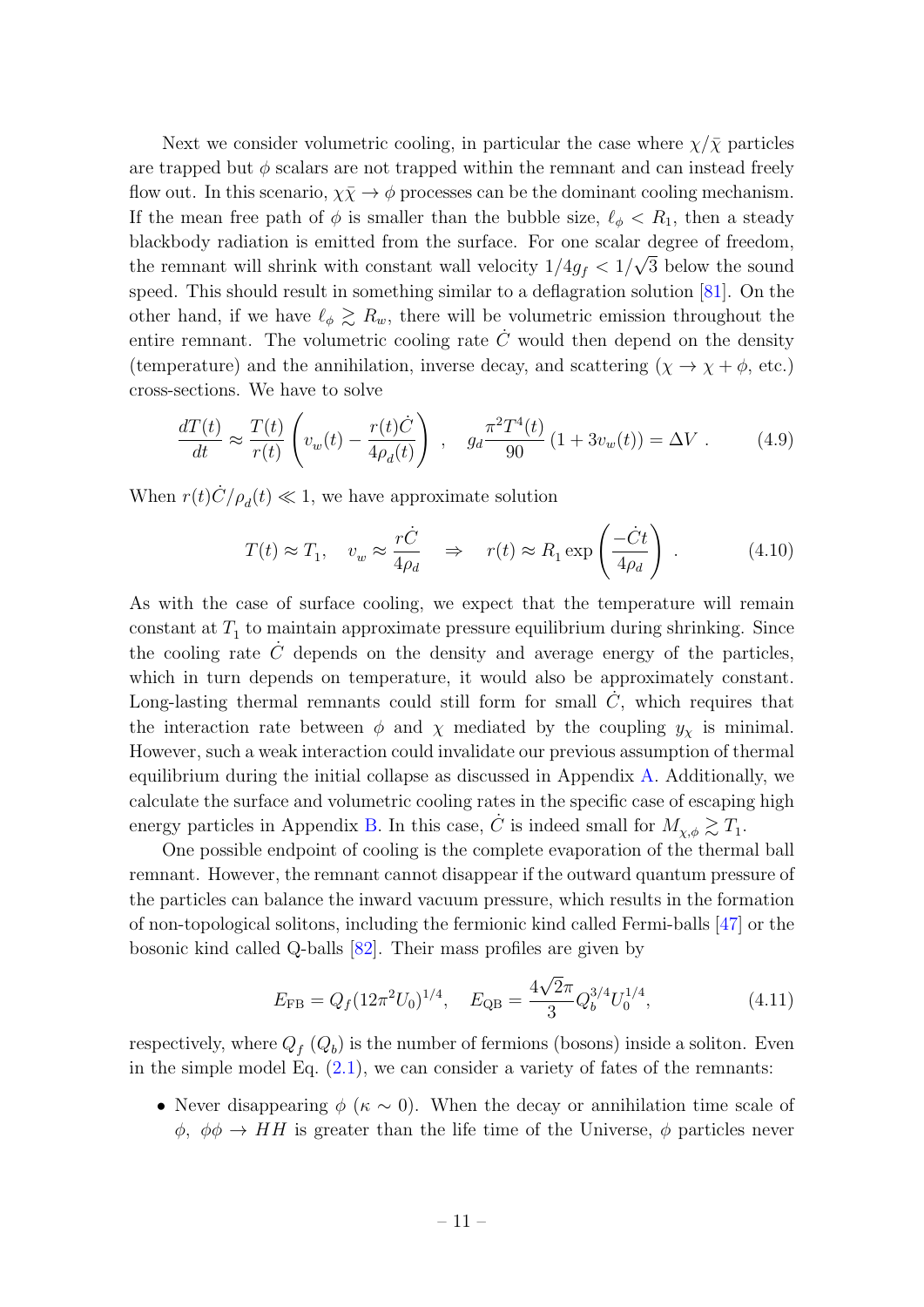Next we consider volumetric cooling, in particular the case where $\chi/\bar{\chi}$ particles are trapped but $\phi$ scalars are not trapped within the remnant and can instead freely flow out. In this scenario, $\chi\bar{\chi} \to \phi$ processes can be the dominant cooling mechanism. If the mean free path of $\phi$ is smaller than the bubble size, $\ell_\phi < R_1$, then a steady blackbody radiation is emitted from the surface. For one scalar degree of freedom, the remnant will shrink with constant wall velocity $1/4g_f < 1/\sqrt{3}$ below the sound speed. This should result in something similar to a deflagration solution [81]. On the other hand, if we have $\ell_\phi \gtrsim R_w$, there will be volumetric emission throughout the entire remnant. The volumetric cooling rate $\dot{C}$ would then depend on the density (temperature) and the annihilation, inverse decay, and scattering ($\chi \to \chi + \phi$, etc.) cross-sections. We have to solve

$$\frac{dT(t)}{dt} \approx \frac{T(t)}{r(t)} \left( v_w(t) - \frac{r(t)\dot{C}}{4\rho_d(t)} \right) \quad , \quad g_d \frac{\pi^2 T^4(t)}{90} \left(1 + 3v_w(t)\right) = \Delta V \ . \tag{4.9}$$

When $r(t)\dot{C}/\rho_d(t) \ll 1$, we have approximate solution

$$T(t) \approx T_1, \quad v_w \approx \frac{r\dot{C}}{4\rho_d} \quad \Rightarrow \quad r(t) \approx R_1 \exp\left(\frac{-\dot{C}t}{4\rho_d}\right) \ . \tag{4.10}$$

As with the case of surface cooling, we expect that the temperature will remain constant at $T_1$ to maintain approximate pressure equilibrium during shrinking. Since the cooling rate $\dot{C}$ depends on the density and average energy of the particles, which in turn depends on temperature, it would also be approximately constant. Long-lasting thermal remnants could still form for small $\dot{C}$, which requires that the interaction rate between $\phi$ and $\chi$ mediated by the coupling $y_\chi$ is minimal. However, such a weak interaction could invalidate our previous assumption of thermal equilibrium during the initial collapse as discussed in Appendix A. Additionally, we calculate the surface and volumetric cooling rates in the specific case of escaping high energy particles in Appendix B. In this case, $\dot{C}$ is indeed small for $M_{\chi,\phi} \gtrsim T_1$.

One possible endpoint of cooling is the complete evaporation of the thermal ball remnant. However, the remnant cannot disappear if the outward quantum pressure of the particles can balance the inward vacuum pressure, which results in the formation of non-topological solitons, including the fermionic kind called Fermi-balls [47] or the bosonic kind called Q-balls [82]. Their mass profiles are given by

$$E_{\rm FB} = Q_f (12\pi^2 U_0)^{1/4}, \quad E_{\rm QB} = \frac{4\sqrt{2}\pi}{3} Q_b^{3/4} U_0^{1/4}, \tag{4.11}$$

respectively, where $Q_f$ ($Q_b$) is the number of fermions (bosons) inside a soliton. Even in the simple model Eq. (2.1), we can consider a variety of fates of the remnants:

- Never disappearing $\phi$ ($\kappa \sim 0$). When the decay or annihilation time scale of $\phi$, $\phi\phi \to HH$ is greater than the life time of the Universe, $\phi$ particles never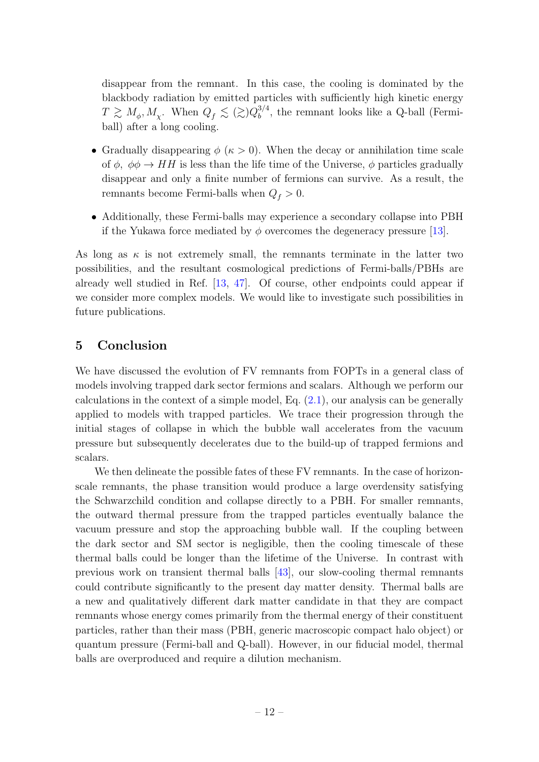disappear from the remnant. In this case, the cooling is dominated by the blackbody radiation by emitted particles with sufficiently high kinetic energy $T \gtrsim M_\phi, M_\chi$. When $Q_f \lesssim (\gtrsim) Q_b^{3/4}$, the remnant looks like a Q-ball (Fermi-ball) after a long cooling.

- Gradually disappearing $\phi$ ($\kappa > 0$). When the decay or annihilation time scale of $\phi$, $\phi\phi \to HH$ is less than the life time of the Universe, $\phi$ particles gradually disappear and only a finite number of fermions can survive. As a result, the remnants become Fermi-balls when $Q_f > 0$.
- Additionally, these Fermi-balls may experience a secondary collapse into PBH if the Yukawa force mediated by $\phi$ overcomes the degeneracy pressure [13].

As long as $\kappa$ is not extremely small, the remnants terminate in the latter two possibilities, and the resultant cosmological predictions of Fermi-balls/PBHs are already well studied in Ref. [13, 47]. Of course, other endpoints could appear if we consider more complex models. We would like to investigate such possibilities in future publications.

## 5 Conclusion

We have discussed the evolution of FV remnants from FOPTs in a general class of models involving trapped dark sector fermions and scalars. Although we perform our calculations in the context of a simple model, Eq. (2.1), our analysis can be generally applied to models with trapped particles. We trace their progression through the initial stages of collapse in which the bubble wall accelerates from the vacuum pressure but subsequently decelerates due to the build-up of trapped fermions and scalars.

We then delineate the possible fates of these FV remnants. In the case of horizon-scale remnants, the phase transition would produce a large overdensity satisfying the Schwarzchild condition and collapse directly to a PBH. For smaller remnants, the outward thermal pressure from the trapped particles eventually balance the vacuum pressure and stop the approaching bubble wall. If the coupling between the dark sector and SM sector is negligible, then the cooling timescale of these thermal balls could be longer than the lifetime of the Universe. In contrast with previous work on transient thermal balls [43], our slow-cooling thermal remnants could contribute significantly to the present day matter density. Thermal balls are a new and qualitatively different dark matter candidate in that they are compact remnants whose energy comes primarily from the thermal energy of their constituent particles, rather than their mass (PBH, generic macroscopic compact halo object) or quantum pressure (Fermi-ball and Q-ball). However, in our fiducial model, thermal balls are overproduced and require a dilution mechanism.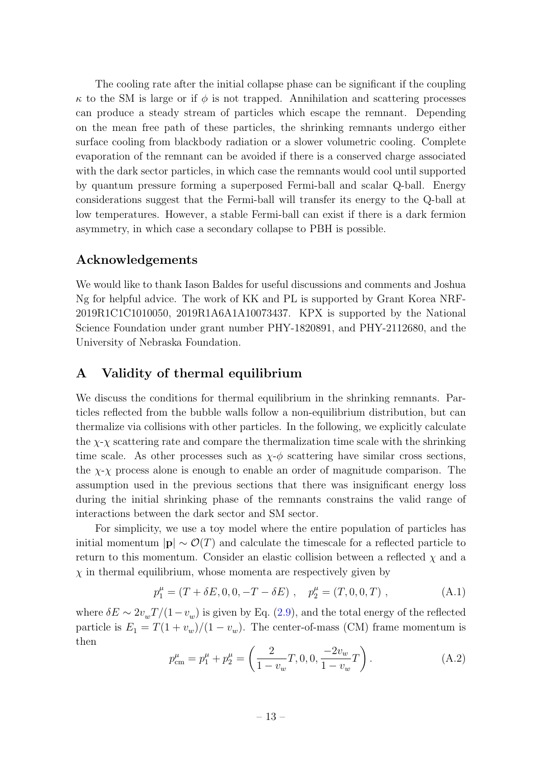The cooling rate after the initial collapse phase can be significant if the coupling $\kappa$ to the SM is large or if $\phi$ is not trapped. Annihilation and scattering processes can produce a steady stream of particles which escape the remnant. Depending on the mean free path of these particles, the shrinking remnants undergo either surface cooling from blackbody radiation or a slower volumetric cooling. Complete evaporation of the remnant can be avoided if there is a conserved charge associated with the dark sector particles, in which case the remnants would cool until supported by quantum pressure forming a superposed Fermi-ball and scalar Q-ball. Energy considerations suggest that the Fermi-ball will transfer its energy to the Q-ball at low temperatures. However, a stable Fermi-ball can exist if there is a dark fermion asymmetry, in which case a secondary collapse to PBH is possible.

## Acknowledgements

We would like to thank Iason Baldes for useful discussions and comments and Joshua Ng for helpful advice. The work of KK and PL is supported by Grant Korea NRF-2019R1C1C1010050, 2019R1A6A1A10073437. KPX is supported by the National Science Foundation under grant number PHY-1820891, and PHY-2112680, and the University of Nebraska Foundation.

## A Validity of thermal equilibrium

We discuss the conditions for thermal equilibrium in the shrinking remnants. Particles reflected from the bubble walls follow a non-equilibrium distribution, but can thermalize via collisions with other particles. In the following, we explicitly calculate the $\chi$-$\chi$ scattering rate and compare the thermalization time scale with the shrinking time scale. As other processes such as $\chi$-$\phi$ scattering have similar cross sections, the $\chi$-$\chi$ process alone is enough to enable an order of magnitude comparison. The assumption used in the previous sections that there was insignificant energy loss during the initial shrinking phase of the remnants constrains the valid range of interactions between the dark sector and SM sector.

For simplicity, we use a toy model where the entire population of particles has initial momentum $|\mathbf{p}| \sim \mathcal{O}(T)$ and calculate the timescale for a reflected particle to return to this momentum. Consider an elastic collision between a reflected $\chi$ and a $\chi$ in thermal equilibrium, whose momenta are respectively given by

$$p_1^\mu = (T + \delta E, 0, 0, -T - \delta E) \ , \quad p_2^\mu = (T, 0, 0, T) \ , \tag{A.1}$$

where $\delta E \sim 2v_w T/(1 - v_w)$ is given by Eq. (2.9), and the total energy of the reflected particle is $E_1 = T(1 + v_w)/(1 - v_w)$. The center-of-mass (CM) frame momentum is then

$$p_{\rm cm}^\mu = p_1^\mu + p_2^\mu = \left( \frac{2}{1 - v_w} T, 0, 0, \frac{-2v_w}{1 - v_w} T \right) . \tag{A.2}$$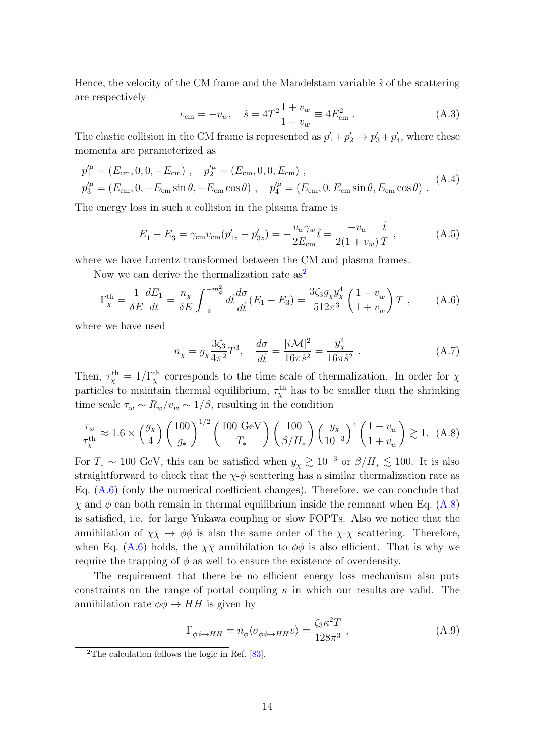Hence, the velocity of the CM frame and the Mandelstam variable $\hat{s}$ of the scattering are respectively

$$v_{\rm cm} = -v_w, \quad \hat{s} = 4T^2 \frac{1+v_w}{1-v_w} \equiv 4E_{\rm cm}^2 \ . \tag{A.3}$$

The elastic collision in the CM frame is represented as $p_1' + p_2' \to p_3' + p_4'$, where these momenta are parameterized as

$$\begin{aligned} p_1'^\mu &= (E_{\rm cm}, 0, 0, -E_{\rm cm}) \ , \quad p_2'^\mu = (E_{\rm cm}, 0, 0, E_{\rm cm}) \ , \\ p_3'^\mu &= (E_{\rm cm}, 0, -E_{\rm cm}\sin\theta, -E_{\rm cm}\cos\theta) \ , \quad p_4'^\mu = (E_{\rm cm}, 0, E_{\rm cm}\sin\theta, E_{\rm cm}\cos\theta) \ . \end{aligned} \tag{A.4}$$

The energy loss in such a collision in the plasma frame is

$$E_1 - E_3 = \gamma_{\rm cm} v_{\rm cm}(p_{1z}' - p_{3z}') = -\frac{v_w \gamma_w}{2E_{\rm cm}}\hat{t} = \frac{-v_w}{2(1+v_w)}\frac{\hat{t}}{T} \ , \tag{A.5}$$

where we have Lorentz transformed between the CM and plasma frames.

Now we can derive the thermalization rate as[2]

$$\Gamma_\chi^{\rm th} = \frac{1}{\delta E}\frac{dE_1}{dt} = \frac{n_\chi}{\delta E}\int_{-\hat{s}}^{-m_\phi^2} d\hat{t}\frac{d\sigma}{d\hat{t}}(E_1 - E_3) = \frac{3\zeta_3 g_\chi y_\chi^4}{512\pi^3}\left(\frac{1-v_w}{1+v_w}\right)T \ , \tag{A.6}$$

where we have used

$$n_\chi = g_\chi \frac{3\zeta_3}{4\pi^2}T^3, \quad \frac{d\sigma}{d\hat{t}} = \frac{|i\mathcal{M}|^2}{16\pi\hat{s}^2} = \frac{y_\chi^4}{16\pi\hat{s}^2} \ . \tag{A.7}$$

Then, $\tau_\chi^{\rm th} = 1/\Gamma_\chi^{\rm th}$ corresponds to the time scale of thermalization. In order for $\chi$ particles to maintain thermal equilibrium, $\tau_\chi^{\rm th}$ has to be smaller than the shrinking time scale $\tau_w \sim R_w/v_w \sim 1/\beta$, resulting in the condition

$$\frac{\tau_w}{\tau_\chi^{\rm th}} \approx 1.6 \times \left(\frac{g_\chi}{4}\right)\left(\frac{100}{g_*}\right)^{1/2}\left(\frac{100\ {\rm GeV}}{T_*}\right)\left(\frac{100}{\beta/H_*}\right)\left(\frac{y_\chi}{10^{-3}}\right)^4\left(\frac{1-v_w}{1+v_w}\right) \gtrsim 1. \tag{A.8}$$

For $T_* \sim 100$ GeV, this can be satisfied when $y_\chi \gtrsim 10^{-3}$ or $\beta/H_* \lesssim 100$. It is also straightforward to check that the $\chi$-$\phi$ scattering has a similar thermalization rate as Eq. (A.6) (only the numerical coefficient changes). Therefore, we can conclude that $\chi$ and $\phi$ can both remain in thermal equilibrium inside the remnant when Eq. (A.8) is satisfied, i.e. for large Yukawa coupling or slow FOPTs. Also we notice that the annihilation of $\chi\bar{\chi} \to \phi\phi$ is also the same order of the $\chi$-$\chi$ scattering. Therefore, when Eq. (A.6) holds, the $\chi\bar{\chi}$ annihilation to $\phi\phi$ is also efficient. That is why we require the trapping of $\phi$ as well to ensure the existence of overdensity.

The requirement that there be no efficient energy loss mechanism also puts constraints on the range of portal coupling $\kappa$ in which our results are valid. The annihilation rate $\phi\phi \to HH$ is given by

$$\Gamma_{\phi\phi\to HH} = n_\phi\langle\sigma_{\phi\phi\to HH}v\rangle = \frac{\zeta_3\kappa^2 T}{128\pi^3} \ , \tag{A.9}$$

[2]The calculation follows the logic in Ref. [83].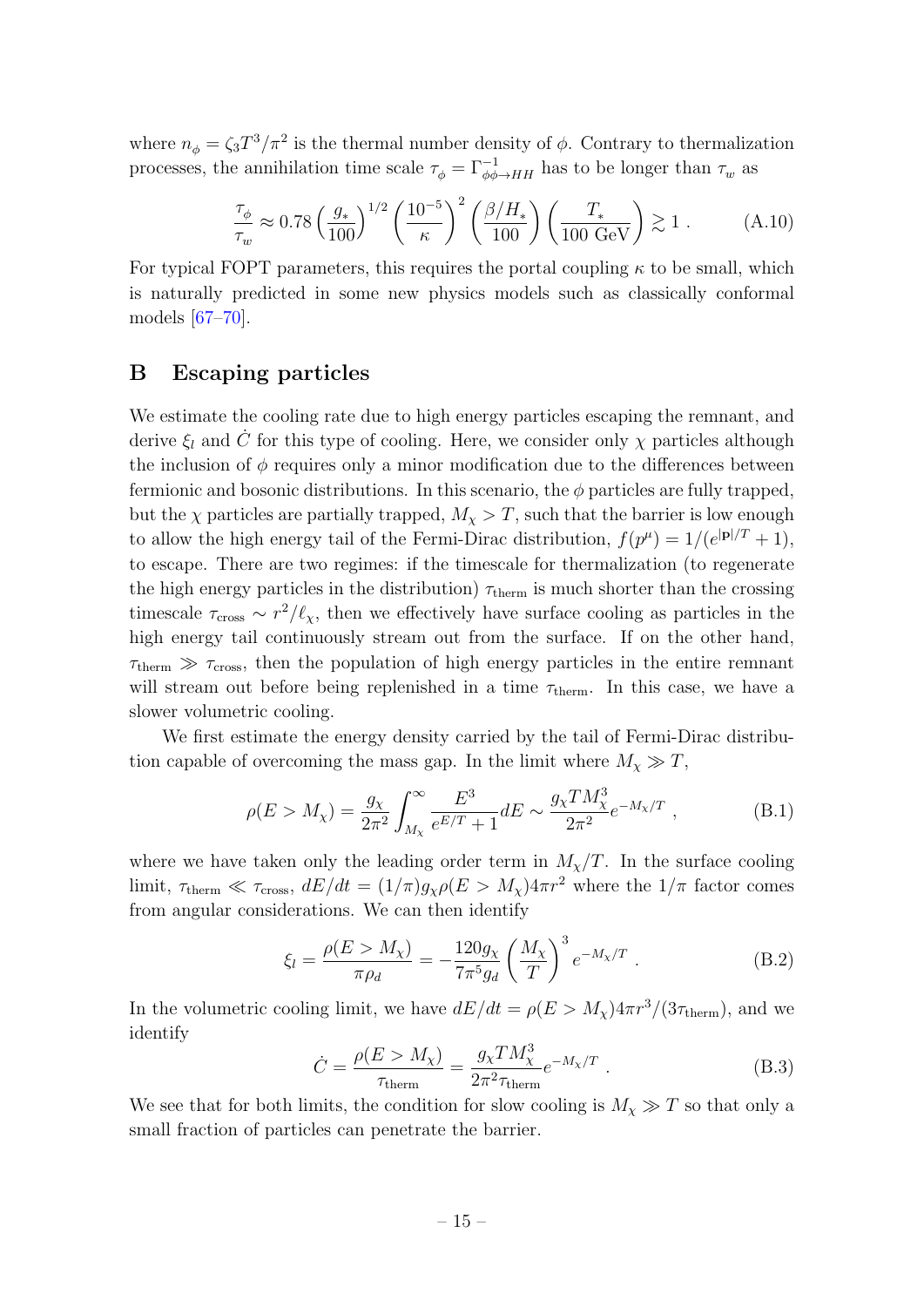where $n_\phi = \zeta_3 T^3/\pi^2$ is the thermal number density of $\phi$. Contrary to thermalization processes, the annihilation time scale $\tau_\phi = \Gamma^{-1}_{\phi\phi\to HH}$ has to be longer than $\tau_w$ as

$$\frac{\tau_\phi}{\tau_w} \approx 0.78 \left(\frac{g_*}{100}\right)^{1/2} \left(\frac{10^{-5}}{\kappa}\right)^2 \left(\frac{\beta/H_*}{100}\right) \left(\frac{T_*}{100\ \text{GeV}}\right) \gtrsim 1\ . \tag{A.10}$$

For typical FOPT parameters, this requires the portal coupling $\kappa$ to be small, which is naturally predicted in some new physics models such as classically conformal models [67–70].

# B Escaping particles

We estimate the cooling rate due to high energy particles escaping the remnant, and derive $\xi_l$ and $\dot{C}$ for this type of cooling. Here, we consider only $\chi$ particles although the inclusion of $\phi$ requires only a minor modification due to the differences between fermionic and bosonic distributions. In this scenario, the $\phi$ particles are fully trapped, but the $\chi$ particles are partially trapped, $M_\chi > T$, such that the barrier is low enough to allow the high energy tail of the Fermi-Dirac distribution, $f(p^\mu) = 1/(e^{|\mathbf{p}|/T} + 1)$, to escape. There are two regimes: if the timescale for thermalization (to regenerate the high energy particles in the distribution) $\tau_{\text{therm}}$ is much shorter than the crossing timescale $\tau_{\text{cross}} \sim r^2/\ell_\chi$, then we effectively have surface cooling as particles in the high energy tail continuously stream out from the surface. If on the other hand, $\tau_{\text{therm}} \gg \tau_{\text{cross}}$, then the population of high energy particles in the entire remnant will stream out before being replenished in a time $\tau_{\text{therm}}$. In this case, we have a slower volumetric cooling.

We first estimate the energy density carried by the tail of Fermi-Dirac distribution capable of overcoming the mass gap. In the limit where $M_\chi \gg T$,

$$\rho(E > M_\chi) = \frac{g_\chi}{2\pi^2} \int_{M_\chi}^{\infty} \frac{E^3}{e^{E/T} + 1} dE \sim \frac{g_\chi T M_\chi^3}{2\pi^2} e^{-M_\chi/T}\ , \tag{B.1}$$

where we have taken only the leading order term in $M_\chi/T$. In the surface cooling limit, $\tau_{\text{therm}} \ll \tau_{\text{cross}}$, $dE/dt = (1/\pi) g_\chi \rho(E > M_\chi) 4\pi r^2$ where the $1/\pi$ factor comes from angular considerations. We can then identify

$$\xi_l = \frac{\rho(E > M_\chi)}{\pi \rho_d} = -\frac{120 g_\chi}{7\pi^5 g_d} \left(\frac{M_\chi}{T}\right)^3 e^{-M_\chi/T}\ . \tag{B.2}$$

In the volumetric cooling limit, we have $dE/dt = \rho(E > M_\chi) 4\pi r^3/(3\tau_{\text{therm}})$, and we identify

$$\dot{C} = \frac{\rho(E > M_\chi)}{\tau_{\text{therm}}} = \frac{g_\chi T M_\chi^3}{2\pi^2 \tau_{\text{therm}}} e^{-M_\chi/T}\ . \tag{B.3}$$

We see that for both limits, the condition for slow cooling is $M_\chi \gg T$ so that only a small fraction of particles can penetrate the barrier.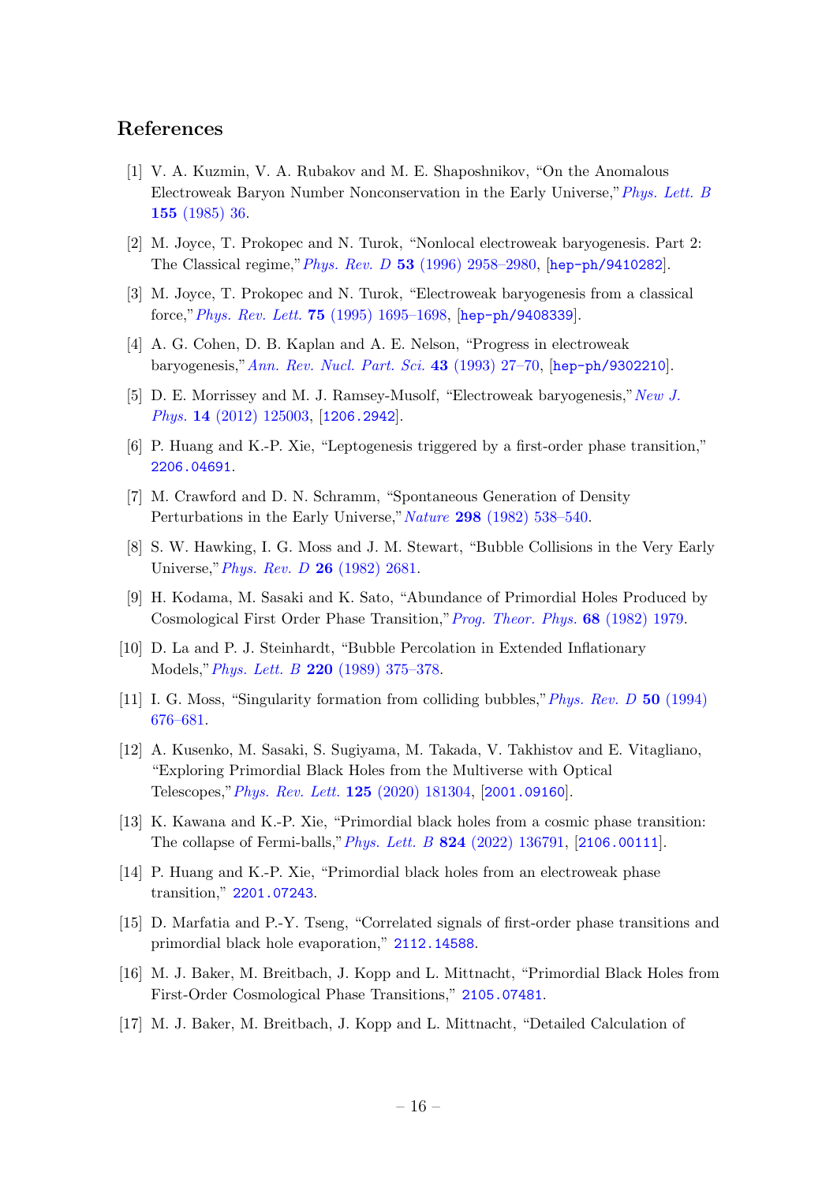## References

[1] V. A. Kuzmin, V. A. Rubakov and M. E. Shaposhnikov, "On the Anomalous Electroweak Baryon Number Nonconservation in the Early Universe," *Phys. Lett. B* **155** (1985) 36.

[2] M. Joyce, T. Prokopec and N. Turok, "Nonlocal electroweak baryogenesis. Part 2: The Classical regime," *Phys. Rev. D* **53** (1996) 2958–2980, [hep-ph/9410282].

[3] M. Joyce, T. Prokopec and N. Turok, "Electroweak baryogenesis from a classical force," *Phys. Rev. Lett.* **75** (1995) 1695–1698, [hep-ph/9408339].

[4] A. G. Cohen, D. B. Kaplan and A. E. Nelson, "Progress in electroweak baryogenesis," *Ann. Rev. Nucl. Part. Sci.* **43** (1993) 27–70, [hep-ph/9302210].

[5] D. E. Morrissey and M. J. Ramsey-Musolf, "Electroweak baryogenesis," *New J. Phys.* **14** (2012) 125003, [1206.2942].

[6] P. Huang and K.-P. Xie, "Leptogenesis triggered by a first-order phase transition," 2206.04691.

[7] M. Crawford and D. N. Schramm, "Spontaneous Generation of Density Perturbations in the Early Universe," *Nature* **298** (1982) 538–540.

[8] S. W. Hawking, I. G. Moss and J. M. Stewart, "Bubble Collisions in the Very Early Universe," *Phys. Rev. D* **26** (1982) 2681.

[9] H. Kodama, M. Sasaki and K. Sato, "Abundance of Primordial Holes Produced by Cosmological First Order Phase Transition," *Prog. Theor. Phys.* **68** (1982) 1979.

[10] D. La and P. J. Steinhardt, "Bubble Percolation in Extended Inflationary Models," *Phys. Lett. B* **220** (1989) 375–378.

[11] I. G. Moss, "Singularity formation from colliding bubbles," *Phys. Rev. D* **50** (1994) 676–681.

[12] A. Kusenko, M. Sasaki, S. Sugiyama, M. Takada, V. Takhistov and E. Vitagliano, "Exploring Primordial Black Holes from the Multiverse with Optical Telescopes," *Phys. Rev. Lett.* **125** (2020) 181304, [2001.09160].

[13] K. Kawana and K.-P. Xie, "Primordial black holes from a cosmic phase transition: The collapse of Fermi-balls," *Phys. Lett. B* **824** (2022) 136791, [2106.00111].

[14] P. Huang and K.-P. Xie, "Primordial black holes from an electroweak phase transition," 2201.07243.

[15] D. Marfatia and P.-Y. Tseng, "Correlated signals of first-order phase transitions and primordial black hole evaporation," 2112.14588.

[16] M. J. Baker, M. Breitbach, J. Kopp and L. Mittnacht, "Primordial Black Holes from First-Order Cosmological Phase Transitions," 2105.07481.

[17] M. J. Baker, M. Breitbach, J. Kopp and L. Mittnacht, "Detailed Calculation of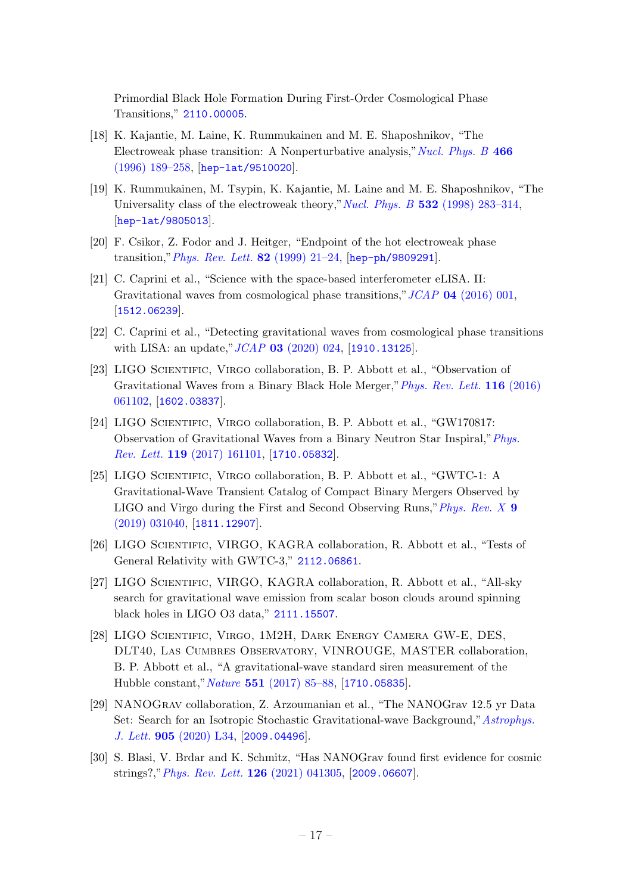Primordial Black Hole Formation During First-Order Cosmological Phase Transitions," 2110.00005.

[18] K. Kajantie, M. Laine, K. Rummukainen and M. E. Shaposhnikov, "The Electroweak phase transition: A Nonperturbative analysis," *Nucl. Phys. B* **466** (1996) 189–258, [hep-lat/9510020].

[19] K. Rummukainen, M. Tsypin, K. Kajantie, M. Laine and M. E. Shaposhnikov, "The Universality class of the electroweak theory," *Nucl. Phys. B* **532** (1998) 283–314, [hep-lat/9805013].

[20] F. Csikor, Z. Fodor and J. Heitger, "Endpoint of the hot electroweak phase transition," *Phys. Rev. Lett.* **82** (1999) 21–24, [hep-ph/9809291].

[21] C. Caprini et al., "Science with the space-based interferometer eLISA. II: Gravitational waves from cosmological phase transitions," *JCAP* **04** (2016) 001, [1512.06239].

[22] C. Caprini et al., "Detecting gravitational waves from cosmological phase transitions with LISA: an update," *JCAP* **03** (2020) 024, [1910.13125].

[23] LIGO Scientific, Virgo collaboration, B. P. Abbott et al., "Observation of Gravitational Waves from a Binary Black Hole Merger," *Phys. Rev. Lett.* **116** (2016) 061102, [1602.03837].

[24] LIGO Scientific, Virgo collaboration, B. P. Abbott et al., "GW170817: Observation of Gravitational Waves from a Binary Neutron Star Inspiral," *Phys. Rev. Lett.* **119** (2017) 161101, [1710.05832].

[25] LIGO Scientific, Virgo collaboration, B. P. Abbott et al., "GWTC-1: A Gravitational-Wave Transient Catalog of Compact Binary Mergers Observed by LIGO and Virgo during the First and Second Observing Runs," *Phys. Rev. X* **9** (2019) 031040, [1811.12907].

[26] LIGO Scientific, VIRGO, KAGRA collaboration, R. Abbott et al., "Tests of General Relativity with GWTC-3," 2112.06861.

[27] LIGO Scientific, VIRGO, KAGRA collaboration, R. Abbott et al., "All-sky search for gravitational wave emission from scalar boson clouds around spinning black holes in LIGO O3 data," 2111.15507.

[28] LIGO Scientific, Virgo, 1M2H, Dark Energy Camera GW-E, DES, DLT40, Las Cumbres Observatory, VINROUGE, MASTER collaboration, B. P. Abbott et al., "A gravitational-wave standard siren measurement of the Hubble constant," *Nature* **551** (2017) 85–88, [1710.05835].

[29] NANOGrav collaboration, Z. Arzoumanian et al., "The NANOGrav 12.5 yr Data Set: Search for an Isotropic Stochastic Gravitational-wave Background," *Astrophys. J. Lett.* **905** (2020) L34, [2009.04496].

[30] S. Blasi, V. Brdar and K. Schmitz, "Has NANOGrav found first evidence for cosmic strings?," *Phys. Rev. Lett.* **126** (2021) 041305, [2009.06607].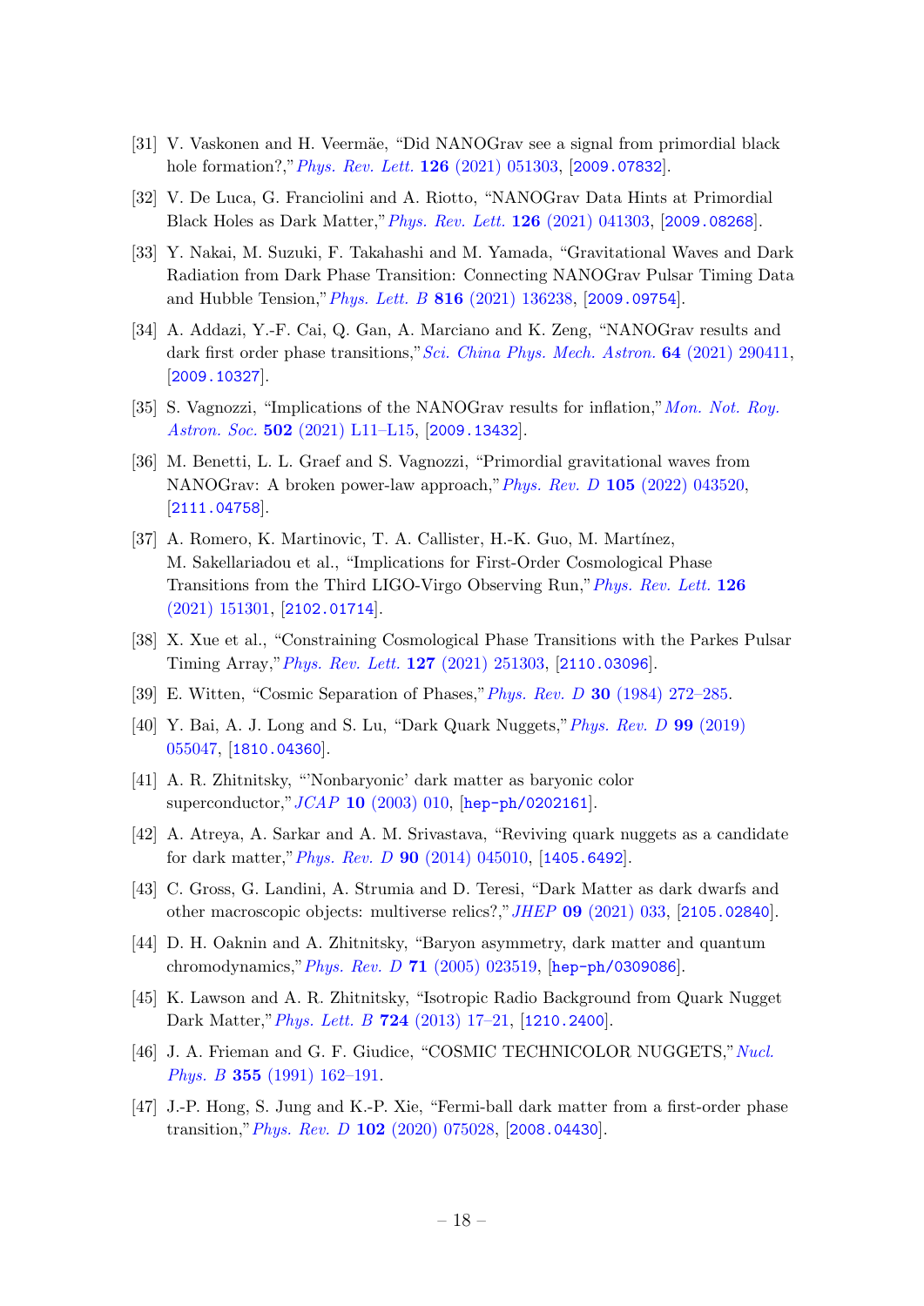[31] V. Vaskonen and H. Veermäe, "Did NANOGrav see a signal from primordial black hole formation?," *Phys. Rev. Lett.* **126** (2021) 051303, [2009.07832].

[32] V. De Luca, G. Franciolini and A. Riotto, "NANOGrav Data Hints at Primordial Black Holes as Dark Matter," *Phys. Rev. Lett.* **126** (2021) 041303, [2009.08268].

[33] Y. Nakai, M. Suzuki, F. Takahashi and M. Yamada, "Gravitational Waves and Dark Radiation from Dark Phase Transition: Connecting NANOGrav Pulsar Timing Data and Hubble Tension," *Phys. Lett. B* **816** (2021) 136238, [2009.09754].

[34] A. Addazi, Y.-F. Cai, Q. Gan, A. Marciano and K. Zeng, "NANOGrav results and dark first order phase transitions," *Sci. China Phys. Mech. Astron.* **64** (2021) 290411, [2009.10327].

[35] S. Vagnozzi, "Implications of the NANOGrav results for inflation," *Mon. Not. Roy. Astron. Soc.* **502** (2021) L11–L15, [2009.13432].

[36] M. Benetti, L. L. Graef and S. Vagnozzi, "Primordial gravitational waves from NANOGrav: A broken power-law approach," *Phys. Rev. D* **105** (2022) 043520, [2111.04758].

[37] A. Romero, K. Martinovic, T. A. Callister, H.-K. Guo, M. Martínez, M. Sakellariadou et al., "Implications for First-Order Cosmological Phase Transitions from the Third LIGO-Virgo Observing Run," *Phys. Rev. Lett.* **126** (2021) 151301, [2102.01714].

[38] X. Xue et al., "Constraining Cosmological Phase Transitions with the Parkes Pulsar Timing Array," *Phys. Rev. Lett.* **127** (2021) 251303, [2110.03096].

[39] E. Witten, "Cosmic Separation of Phases," *Phys. Rev. D* **30** (1984) 272–285.

[40] Y. Bai, A. J. Long and S. Lu, "Dark Quark Nuggets," *Phys. Rev. D* **99** (2019) 055047, [1810.04360].

[41] A. R. Zhitnitsky, "'Nonbaryonic' dark matter as baryonic color superconductor," *JCAP* **10** (2003) 010, [hep-ph/0202161].

[42] A. Atreya, A. Sarkar and A. M. Srivastava, "Reviving quark nuggets as a candidate for dark matter," *Phys. Rev. D* **90** (2014) 045010, [1405.6492].

[43] C. Gross, G. Landini, A. Strumia and D. Teresi, "Dark Matter as dark dwarfs and other macroscopic objects: multiverse relics?," *JHEP* **09** (2021) 033, [2105.02840].

[44] D. H. Oaknin and A. Zhitnitsky, "Baryon asymmetry, dark matter and quantum chromodynamics," *Phys. Rev. D* **71** (2005) 023519, [hep-ph/0309086].

[45] K. Lawson and A. R. Zhitnitsky, "Isotropic Radio Background from Quark Nugget Dark Matter," *Phys. Lett. B* **724** (2013) 17–21, [1210.2400].

[46] J. A. Frieman and G. F. Giudice, "COSMIC TECHNICOLOR NUGGETS," *Nucl. Phys. B* **355** (1991) 162–191.

[47] J.-P. Hong, S. Jung and K.-P. Xie, "Fermi-ball dark matter from a first-order phase transition," *Phys. Rev. D* **102** (2020) 075028, [2008.04430].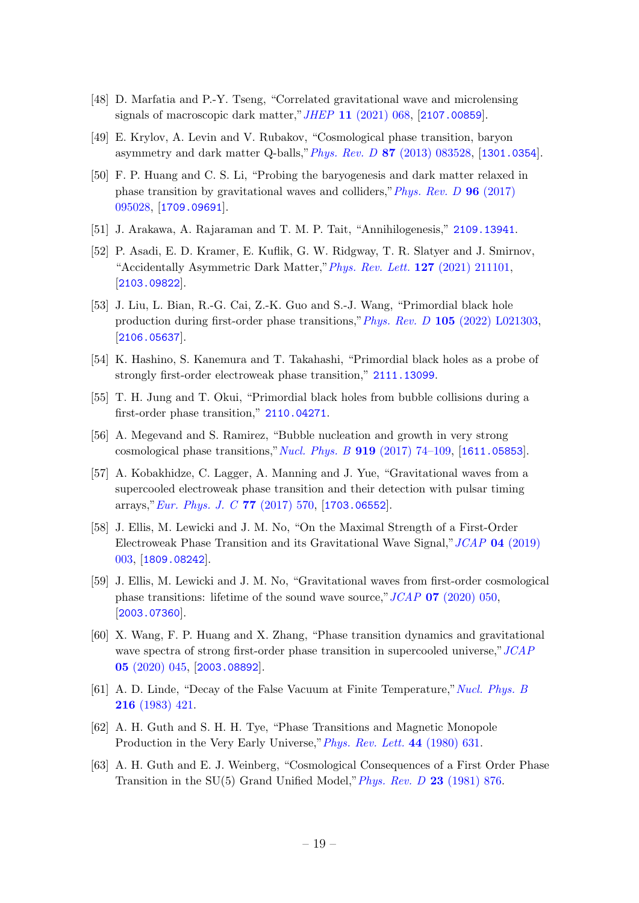[48] D. Marfatia and P.-Y. Tseng, "Correlated gravitational wave and microlensing signals of macroscopic dark matter," *JHEP* **11** (2021) 068, [2107.00859].

[49] E. Krylov, A. Levin and V. Rubakov, "Cosmological phase transition, baryon asymmetry and dark matter Q-balls," *Phys. Rev. D* **87** (2013) 083528, [1301.0354].

[50] F. P. Huang and C. S. Li, "Probing the baryogenesis and dark matter relaxed in phase transition by gravitational waves and colliders," *Phys. Rev. D* **96** (2017) 095028, [1709.09691].

[51] J. Arakawa, A. Rajaraman and T. M. P. Tait, "Annihilogenesis," 2109.13941.

[52] P. Asadi, E. D. Kramer, E. Kuflik, G. W. Ridgway, T. R. Slatyer and J. Smirnov, "Accidentally Asymmetric Dark Matter," *Phys. Rev. Lett.* **127** (2021) 211101, [2103.09822].

[53] J. Liu, L. Bian, R.-G. Cai, Z.-K. Guo and S.-J. Wang, "Primordial black hole production during first-order phase transitions," *Phys. Rev. D* **105** (2022) L021303, [2106.05637].

[54] K. Hashino, S. Kanemura and T. Takahashi, "Primordial black holes as a probe of strongly first-order electroweak phase transition," 2111.13099.

[55] T. H. Jung and T. Okui, "Primordial black holes from bubble collisions during a first-order phase transition," 2110.04271.

[56] A. Megevand and S. Ramirez, "Bubble nucleation and growth in very strong cosmological phase transitions," *Nucl. Phys. B* **919** (2017) 74–109, [1611.05853].

[57] A. Kobakhidze, C. Lagger, A. Manning and J. Yue, "Gravitational waves from a supercooled electroweak phase transition and their detection with pulsar timing arrays," *Eur. Phys. J. C* **77** (2017) 570, [1703.06552].

[58] J. Ellis, M. Lewicki and J. M. No, "On the Maximal Strength of a First-Order Electroweak Phase Transition and its Gravitational Wave Signal," *JCAP* **04** (2019) 003, [1809.08242].

[59] J. Ellis, M. Lewicki and J. M. No, "Gravitational waves from first-order cosmological phase transitions: lifetime of the sound wave source," *JCAP* **07** (2020) 050, [2003.07360].

[60] X. Wang, F. P. Huang and X. Zhang, "Phase transition dynamics and gravitational wave spectra of strong first-order phase transition in supercooled universe," *JCAP* **05** (2020) 045, [2003.08892].

[61] A. D. Linde, "Decay of the False Vacuum at Finite Temperature," *Nucl. Phys. B* **216** (1983) 421.

[62] A. H. Guth and S. H. H. Tye, "Phase Transitions and Magnetic Monopole Production in the Very Early Universe," *Phys. Rev. Lett.* **44** (1980) 631.

[63] A. H. Guth and E. J. Weinberg, "Cosmological Consequences of a First Order Phase Transition in the SU(5) Grand Unified Model," *Phys. Rev. D* **23** (1981) 876.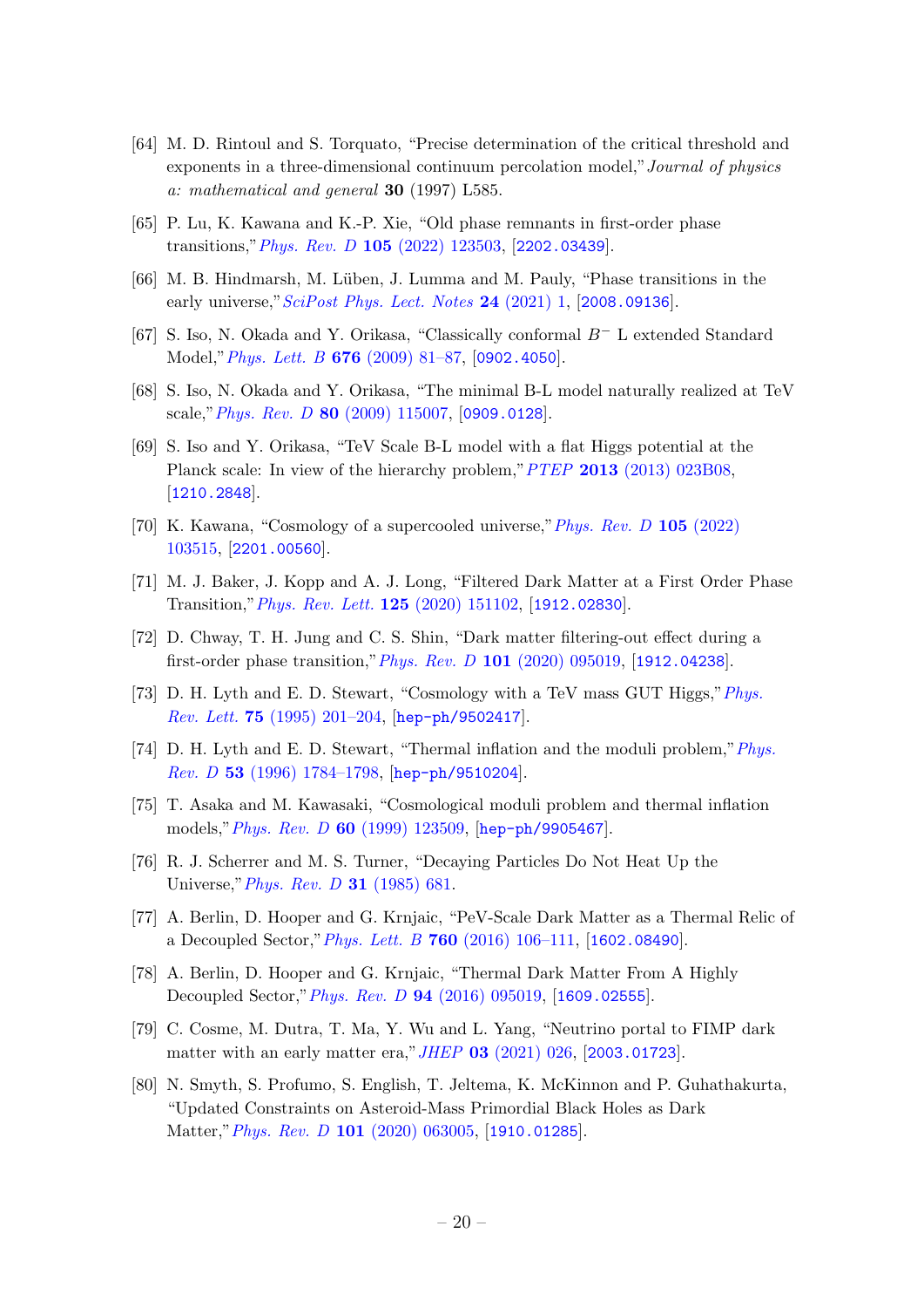[64] M. D. Rintoul and S. Torquato, "Precise determination of the critical threshold and exponents in a three-dimensional continuum percolation model," *Journal of physics a: mathematical and general* **30** (1997) L585.

[65] P. Lu, K. Kawana and K.-P. Xie, "Old phase remnants in first-order phase transitions," *Phys. Rev. D* **105** (2022) 123503, [2202.03439].

[66] M. B. Hindmarsh, M. Lüben, J. Lumma and M. Pauly, "Phase transitions in the early universe," *SciPost Phys. Lect. Notes* **24** (2021) 1, [2008.09136].

[67] S. Iso, N. Okada and Y. Orikasa, "Classically conformal $B^-$ L extended Standard Model," *Phys. Lett. B* **676** (2009) 81–87, [0902.4050].

[68] S. Iso, N. Okada and Y. Orikasa, "The minimal B-L model naturally realized at TeV scale," *Phys. Rev. D* **80** (2009) 115007, [0909.0128].

[69] S. Iso and Y. Orikasa, "TeV Scale B-L model with a flat Higgs potential at the Planck scale: In view of the hierarchy problem," *PTEP* **2013** (2013) 023B08, [1210.2848].

[70] K. Kawana, "Cosmology of a supercooled universe," *Phys. Rev. D* **105** (2022) 103515, [2201.00560].

[71] M. J. Baker, J. Kopp and A. J. Long, "Filtered Dark Matter at a First Order Phase Transition," *Phys. Rev. Lett.* **125** (2020) 151102, [1912.02830].

[72] D. Chway, T. H. Jung and C. S. Shin, "Dark matter filtering-out effect during a first-order phase transition," *Phys. Rev. D* **101** (2020) 095019, [1912.04238].

[73] D. H. Lyth and E. D. Stewart, "Cosmology with a TeV mass GUT Higgs," *Phys. Rev. Lett.* **75** (1995) 201–204, [hep-ph/9502417].

[74] D. H. Lyth and E. D. Stewart, "Thermal inflation and the moduli problem," *Phys. Rev. D* **53** (1996) 1784–1798, [hep-ph/9510204].

[75] T. Asaka and M. Kawasaki, "Cosmological moduli problem and thermal inflation models," *Phys. Rev. D* **60** (1999) 123509, [hep-ph/9905467].

[76] R. J. Scherrer and M. S. Turner, "Decaying Particles Do Not Heat Up the Universe," *Phys. Rev. D* **31** (1985) 681.

[77] A. Berlin, D. Hooper and G. Krnjaic, "PeV-Scale Dark Matter as a Thermal Relic of a Decoupled Sector," *Phys. Lett. B* **760** (2016) 106–111, [1602.08490].

[78] A. Berlin, D. Hooper and G. Krnjaic, "Thermal Dark Matter From A Highly Decoupled Sector," *Phys. Rev. D* **94** (2016) 095019, [1609.02555].

[79] C. Cosme, M. Dutra, T. Ma, Y. Wu and L. Yang, "Neutrino portal to FIMP dark matter with an early matter era," *JHEP* **03** (2021) 026, [2003.01723].

[80] N. Smyth, S. Profumo, S. English, T. Jeltema, K. McKinnon and P. Guhathakurta, "Updated Constraints on Asteroid-Mass Primordial Black Holes as Dark Matter," *Phys. Rev. D* **101** (2020) 063005, [1910.01285].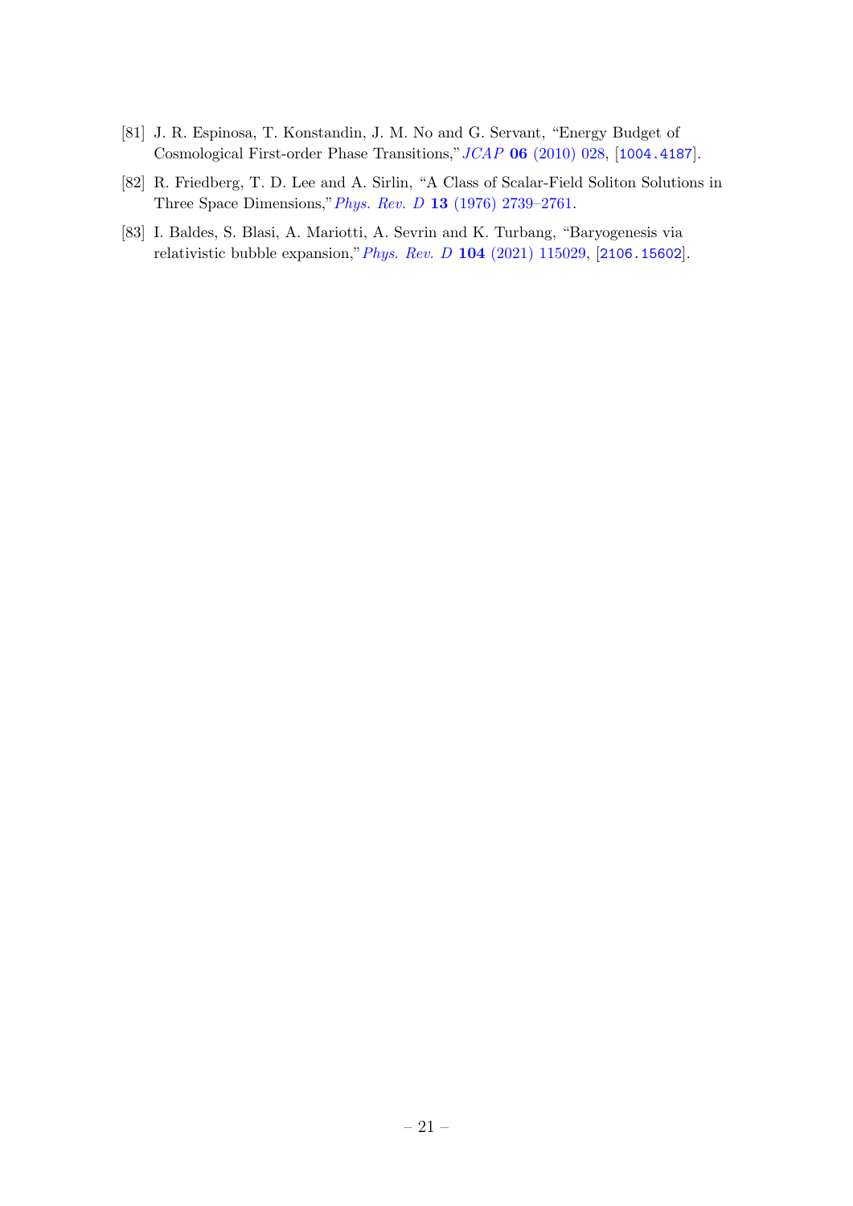[81] J. R. Espinosa, T. Konstandin, J. M. No and G. Servant, "Energy Budget of Cosmological First-order Phase Transitions," *JCAP* **06** (2010) 028, [1004.4187].

[82] R. Friedberg, T. D. Lee and A. Sirlin, "A Class of Scalar-Field Soliton Solutions in Three Space Dimensions," *Phys. Rev. D* **13** (1976) 2739–2761.

[83] I. Baldes, S. Blasi, A. Mariotti, A. Sevrin and K. Turbang, "Baryogenesis via relativistic bubble expansion," *Phys. Rev. D* **104** (2021) 115029, [2106.15602].